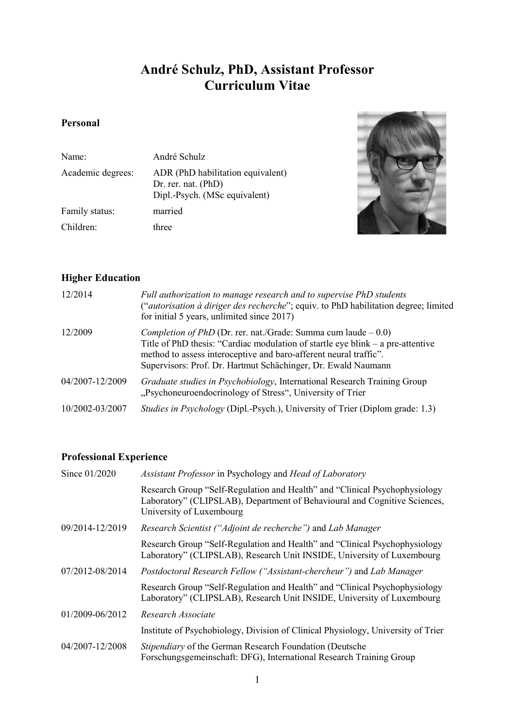# André Schulz, PhD, Assistant Professor
# Curriculum Vitae

## Personal

| | |
|---|---|
| Name: | André Schulz |
| Academic degrees: | ADR (PhD habilitation equivalent)<br>Dr. rer. nat. (PhD)<br>Dipl.-Psych. (MSc equivalent) |
| Family status: | married |
| Children: | three |

## Higher Education

| | |
|---|---|
| 12/2014 | *Full authorization to manage research and to supervise PhD students* ("*autorisation à diriger des recherche*"; equiv. to PhD habilitation degree; limited for initial 5 years, unlimited since 2017) |
| 12/2009 | *Completion of PhD* (Dr. rer. nat./Grade: Summa cum laude – 0.0)<br>Title of PhD thesis: "Cardiac modulation of startle eye blink – a pre-attentive method to assess interoceptive and baro-afferent neural traffic".<br>Supervisors: Prof. Dr. Hartmut Schächinger, Dr. Ewald Naumann |
| 04/2007-12/2009 | *Graduate studies in Psychobiology*, International Research Training Group „Psychoneuroendocrinology of Stress", University of Trier |
| 10/2002-03/2007 | *Studies in Psychology* (Dipl.-Psych.), University of Trier (Diplom grade: 1.3) |

## Professional Experience

| | |
|---|---|
| Since 01/2020 | *Assistant Professor* in Psychology and *Head of Laboratory*<br>Research Group "Self-Regulation and Health" and "Clinical Psychophysiology Laboratory" (CLIPSLAB), Department of Behavioural and Cognitive Sciences, University of Luxembourg |
| 09/2014-12/2019 | *Research Scientist ("Adjoint de recherche")* and *Lab Manager*<br>Research Group "Self-Regulation and Health" and "Clinical Psychophysiology Laboratory" (CLIPSLAB), Research Unit INSIDE, University of Luxembourg |
| 07/2012-08/2014 | *Postdoctoral Research Fellow ("Assistant-chercheur")* and *Lab Manager*<br>Research Group "Self-Regulation and Health" and "Clinical Psychophysiology Laboratory" (CLIPSLAB), Research Unit INSIDE, University of Luxembourg |
| 01/2009-06/2012 | *Research Associate*<br>Institute of Psychobiology, Division of Clinical Physiology, University of Trier |
| 04/2007-12/2008 | *Stipendiary* of the German Research Foundation (Deutsche Forschungsgemeinschaft: DFG), International Research Training Group |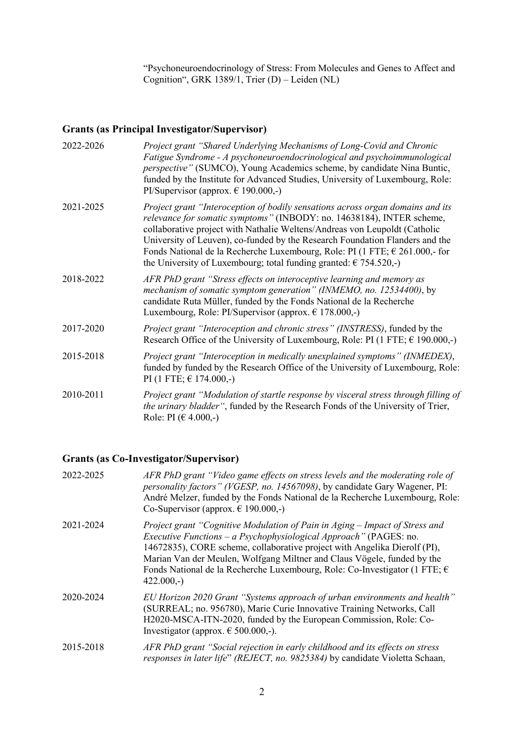"Psychoneuroendocrinology of Stress: From Molecules and Genes to Affect and Cognition", GRK 1389/1, Trier (D) – Leiden (NL)

## Grants (as Principal Investigator/Supervisor)

2022-2026 *Project grant "Shared Underlying Mechanisms of Long-Covid and Chronic Fatigue Syndrome - A psychoneuroendocrinological and psychoimmunological perspective"* (SUMCO), Young Academics scheme, by candidate Nina Buntic, funded by the Institute for Advanced Studies, University of Luxembourg, Role: PI/Supervisor (approx. € 190.000,-)

2021-2025 *Project grant "Interoception of bodily sensations across organ domains and its relevance for somatic symptoms"* (INBODY: no. 14638184), INTER scheme, collaborative project with Nathalie Weltens/Andreas von Leupoldt (Catholic University of Leuven), co-funded by the Research Foundation Flanders and the Fonds National de la Recherche Luxembourg, Role: PI (1 FTE; € 261.000,- for the University of Luxembourg; total funding granted: € 754.520,-)

2018-2022 *AFR PhD grant "Stress effects on interoceptive learning and memory as mechanism of somatic symptom generation" (INMEMO, no. 12534400)*, by candidate Ruta Müller, funded by the Fonds National de la Recherche Luxembourg, Role: PI/Supervisor (approx. € 178.000,-)

2017-2020 *Project grant "Interoception and chronic stress" (INSTRESS)*, funded by the Research Office of the University of Luxembourg, Role: PI (1 FTE; € 190.000,-)

2015-2018 *Project grant "Interoception in medically unexplained symptoms" (INMEDEX)*, funded by funded by the Research Office of the University of Luxembourg, Role: PI (1 FTE; € 174.000,-)

2010-2011 *Project grant "Modulation of startle response by visceral stress through filling of the urinary bladder"*, funded by the Research Fonds of the University of Trier, Role: PI (€ 4.000,-)

## Grants (as Co-Investigator/Supervisor)

2022-2025 *AFR PhD grant "Video game effects on stress levels and the moderating role of personality factors" (VGESP, no. 14567098)*, by candidate Gary Wagener, PI: André Melzer, funded by the Fonds National de la Recherche Luxembourg, Role: Co-Supervisor (approx. € 190.000,-)

2021-2024 *Project grant "Cognitive Modulation of Pain in Aging – Impact of Stress and Executive Functions – a Psychophysiological Approach"* (PAGES: no. 14672835), CORE scheme, collaborative project with Angelika Dierolf (PI), Marian Van der Meulen, Wolfgang Miltner and Claus Vögele, funded by the Fonds National de la Recherche Luxembourg, Role: Co-Investigator (1 FTE; € 422.000,-)

2020-2024 *EU Horizon 2020 Grant "Systems approach of urban environments and health"* (SURREAL; no. 956780), Marie Curie Innovative Training Networks, Call H2020-MSCA-ITN-2020, funded by the European Commission, Role: Co-Investigator (approx. € 500.000,-).

2015-2018 *AFR PhD grant "Social rejection in early childhood and its effects on stress responses in later life" (REJECT, no. 9825384)* by candidate Violetta Schaan,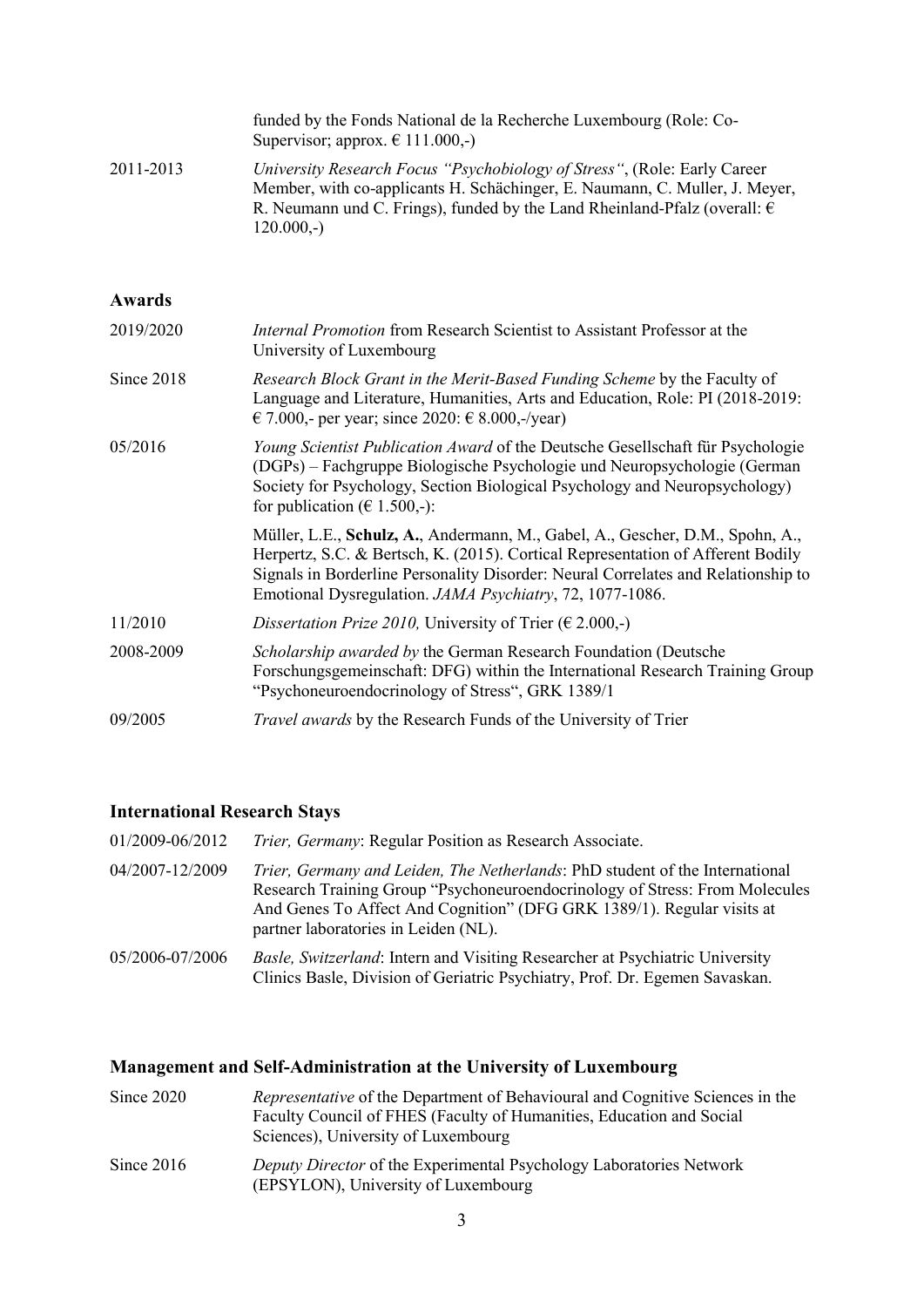| | |
|---|---|
| | funded by the Fonds National de la Recherche Luxembourg (Role: Co-Supervisor; approx. € 111.000,-) |
| 2011-2013 | *University Research Focus "Psychobiology of Stress"*, (Role: Early Career Member, with co-applicants H. Schächinger, E. Naumann, C. Muller, J. Meyer, R. Neumann und C. Frings), funded by the Land Rheinland-Pfalz (overall: € 120.000,-) |

## Awards

| | |
|---|---|
| 2019/2020 | *Internal Promotion* from Research Scientist to Assistant Professor at the University of Luxembourg |
| Since 2018 | *Research Block Grant in the Merit-Based Funding Scheme* by the Faculty of Language and Literature, Humanities, Arts and Education, Role: PI (2018-2019: € 7.000,- per year; since 2020: € 8.000,-/year) |
| 05/2016 | *Young Scientist Publication Award* of the Deutsche Gesellschaft für Psychologie (DGPs) – Fachgruppe Biologische Psychologie und Neuropsychologie (German Society for Psychology, Section Biological Psychology and Neuropsychology) for publication (€ 1.500,-): |
| | Müller, L.E., **Schulz, A.**, Andermann, M., Gabel, A., Gescher, D.M., Spohn, A., Herpertz, S.C. & Bertsch, K. (2015). Cortical Representation of Afferent Bodily Signals in Borderline Personality Disorder: Neural Correlates and Relationship to Emotional Dysregulation. *JAMA Psychiatry*, 72, 1077-1086. |
| 11/2010 | *Dissertation Prize 2010,* University of Trier (€ 2.000,-) |
| 2008-2009 | *Scholarship awarded by* the German Research Foundation (Deutsche Forschungsgemeinschaft: DFG) within the International Research Training Group "Psychoneuroendocrinology of Stress", GRK 1389/1 |
| 09/2005 | *Travel awards* by the Research Funds of the University of Trier |

## International Research Stays

| | |
|---|---|
| 01/2009-06/2012 | *Trier, Germany*: Regular Position as Research Associate. |
| 04/2007-12/2009 | *Trier, Germany and Leiden, The Netherlands*: PhD student of the International Research Training Group "Psychoneuroendocrinology of Stress: From Molecules And Genes To Affect And Cognition" (DFG GRK 1389/1). Regular visits at partner laboratories in Leiden (NL). |
| 05/2006-07/2006 | *Basle, Switzerland*: Intern and Visiting Researcher at Psychiatric University Clinics Basle, Division of Geriatric Psychiatry, Prof. Dr. Egemen Savaskan. |

## Management and Self-Administration at the University of Luxembourg

| | |
|---|---|
| Since 2020 | *Representative* of the Department of Behavioural and Cognitive Sciences in the Faculty Council of FHES (Faculty of Humanities, Education and Social Sciences), University of Luxembourg |
| Since 2016 | *Deputy Director* of the Experimental Psychology Laboratories Network (EPSYLON), University of Luxembourg |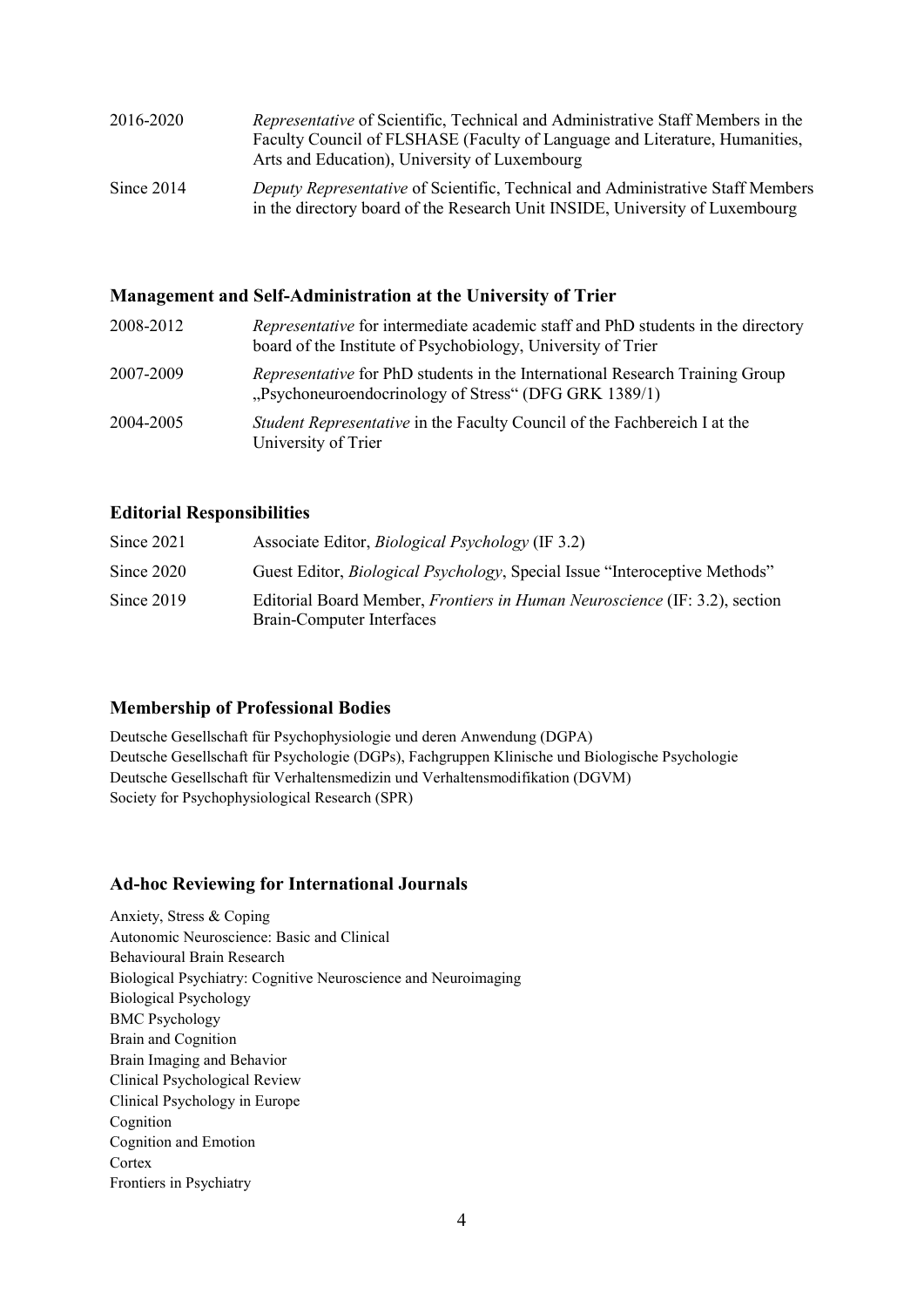| | |
|---|---|
| 2016-2020 | *Representative* of Scientific, Technical and Administrative Staff Members in the Faculty Council of FLSHASE (Faculty of Language and Literature, Humanities, Arts and Education), University of Luxembourg |
| Since 2014 | *Deputy Representative* of Scientific, Technical and Administrative Staff Members in the directory board of the Research Unit INSIDE, University of Luxembourg |

### Management and Self-Administration at the University of Trier

| | |
|---|---|
| 2008-2012 | *Representative* for intermediate academic staff and PhD students in the directory board of the Institute of Psychobiology, University of Trier |
| 2007-2009 | *Representative* for PhD students in the International Research Training Group „Psychoneuroendocrinology of Stress" (DFG GRK 1389/1) |
| 2004-2005 | *Student Representative* in the Faculty Council of the Fachbereich I at the University of Trier |

### Editorial Responsibilities

| | |
|---|---|
| Since 2021 | Associate Editor, *Biological Psychology* (IF 3.2) |
| Since 2020 | Guest Editor, *Biological Psychology*, Special Issue "Interoceptive Methods" |
| Since 2019 | Editorial Board Member, *Frontiers in Human Neuroscience* (IF: 3.2), section Brain-Computer Interfaces |

### Membership of Professional Bodies

Deutsche Gesellschaft für Psychophysiologie und deren Anwendung (DGPA)
Deutsche Gesellschaft für Psychologie (DGPs), Fachgruppen Klinische und Biologische Psychologie
Deutsche Gesellschaft für Verhaltensmedizin und Verhaltensmodifikation (DGVM)
Society for Psychophysiological Research (SPR)

### Ad-hoc Reviewing for International Journals

Anxiety, Stress & Coping
Autonomic Neuroscience: Basic and Clinical
Behavioural Brain Research
Biological Psychiatry: Cognitive Neuroscience and Neuroimaging
Biological Psychology
BMC Psychology
Brain and Cognition
Brain Imaging and Behavior
Clinical Psychological Review
Clinical Psychology in Europe
Cognition
Cognition and Emotion
Cortex
Frontiers in Psychiatry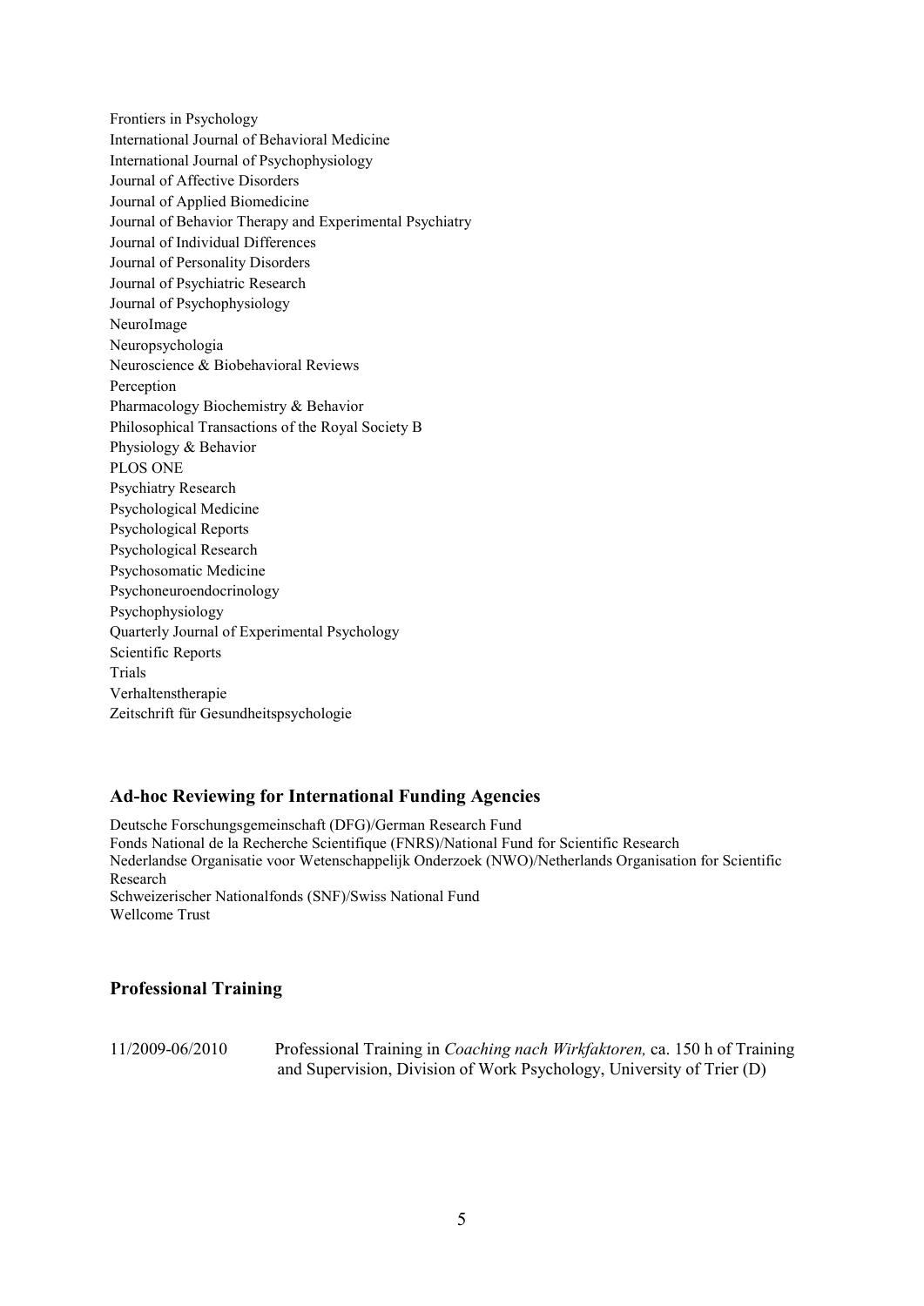Frontiers in Psychology
International Journal of Behavioral Medicine
International Journal of Psychophysiology
Journal of Affective Disorders
Journal of Applied Biomedicine
Journal of Behavior Therapy and Experimental Psychiatry
Journal of Individual Differences
Journal of Personality Disorders
Journal of Psychiatric Research
Journal of Psychophysiology
NeuroImage
Neuropsychologia
Neuroscience & Biobehavioral Reviews
Perception
Pharmacology Biochemistry & Behavior
Philosophical Transactions of the Royal Society B
Physiology & Behavior
PLOS ONE
Psychiatry Research
Psychological Medicine
Psychological Reports
Psychological Research
Psychosomatic Medicine
Psychoneuroendocrinology
Psychophysiology
Quarterly Journal of Experimental Psychology
Scientific Reports
Trials
Verhaltenstherapie
Zeitschrift für Gesundheitspsychologie

## Ad-hoc Reviewing for International Funding Agencies

Deutsche Forschungsgemeinschaft (DFG)/German Research Fund
Fonds National de la Recherche Scientifique (FNRS)/National Fund for Scientific Research
Nederlandse Organisatie voor Wetenschappelijk Onderzoek (NWO)/Netherlands Organisation for Scientific Research
Schweizerischer Nationalfonds (SNF)/Swiss National Fund
Wellcome Trust

## Professional Training

11/2009-06/2010 Professional Training in *Coaching nach Wirkfaktoren,* ca. 150 h of Training and Supervision, Division of Work Psychology, University of Trier (D)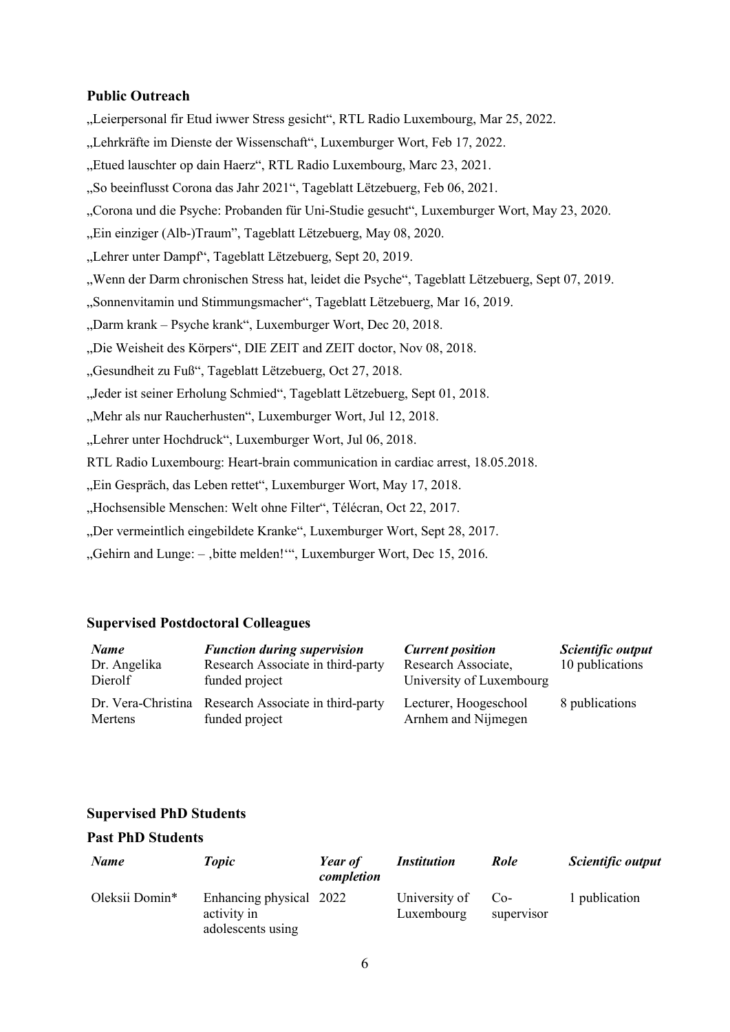### Public Outreach

„Leierpersonal fir Etud iwwer Stress gesicht", RTL Radio Luxembourg, Mar 25, 2022.

„Lehrkräfte im Dienste der Wissenschaft", Luxemburger Wort, Feb 17, 2022.

„Etued lauschter op dain Haerz", RTL Radio Luxembourg, Marc 23, 2021.

„So beeinflusst Corona das Jahr 2021", Tageblatt Lëtzebuerg, Feb 06, 2021.

„Corona und die Psyche: Probanden für Uni-Studie gesucht", Luxemburger Wort, May 23, 2020.

„Ein einziger (Alb-)Traum", Tageblatt Lëtzebuerg, May 08, 2020.

„Lehrer unter Dampf", Tageblatt Lëtzebuerg, Sept 20, 2019.

„Wenn der Darm chronischen Stress hat, leidet die Psyche", Tageblatt Lëtzebuerg, Sept 07, 2019.

„Sonnenvitamin und Stimmungsmacher", Tageblatt Lëtzebuerg, Mar 16, 2019.

„Darm krank – Psyche krank", Luxemburger Wort, Dec 20, 2018.

„Die Weisheit des Körpers", DIE ZEIT and ZEIT doctor, Nov 08, 2018.

„Gesundheit zu Fuß", Tageblatt Lëtzebuerg, Oct 27, 2018.

„Jeder ist seiner Erholung Schmied", Tageblatt Lëtzebuerg, Sept 01, 2018.

„Mehr als nur Raucherhusten", Luxemburger Wort, Jul 12, 2018.

„Lehrer unter Hochdruck", Luxemburger Wort, Jul 06, 2018.

RTL Radio Luxembourg: Heart-brain communication in cardiac arrest, 18.05.2018.

„Ein Gespräch, das Leben rettet", Luxemburger Wort, May 17, 2018.

„Hochsensible Menschen: Welt ohne Filter", Télécran, Oct 22, 2017.

„Der vermeintlich eingebildete Kranke", Luxemburger Wort, Sept 28, 2017.

„Gehirn and Lunge: – ‚bitte melden!'", Luxemburger Wort, Dec 15, 2016.

### Supervised Postdoctoral Colleagues

| *Name* | *Function during supervision* | *Current position* | *Scientific output* |
|---|---|---|---|
| Dr. Angelika Dierolf | Research Associate in third-party funded project | Research Associate, University of Luxembourg | 10 publications |
| Dr. Vera-Christina Mertens | Research Associate in third-party funded project | Lecturer, Hoogeschool Arnhem and Nijmegen | 8 publications |

### Supervised PhD Students

### Past PhD Students

| *Name* | *Topic* | *Year of completion* | *Institution* | *Role* | *Scientific output* |
|---|---|---|---|---|---|
| Oleksii Domin* | Enhancing physical activity in adolescents using | 2022 | University of Luxembourg | Co-supervisor | 1 publication |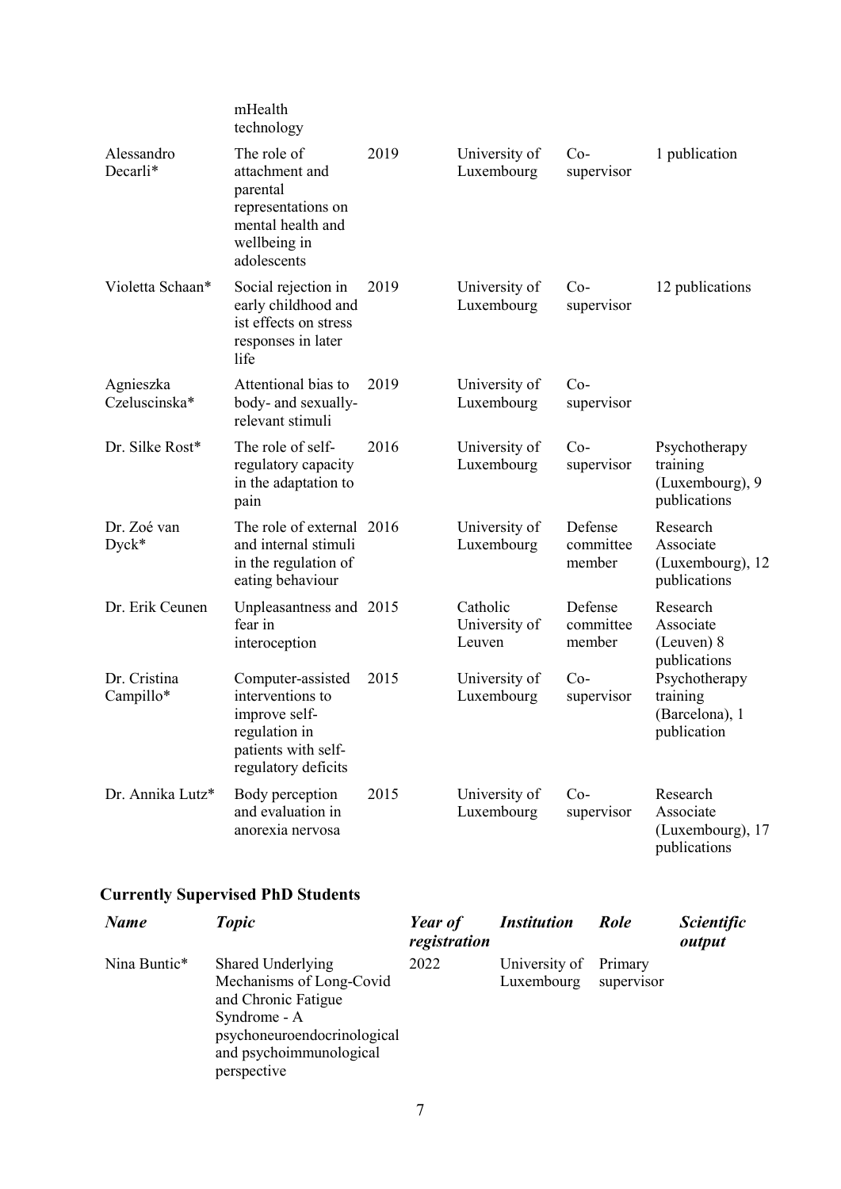| | | | | | |
|---|---|---|---|---|---|
| | mHealth technology | | | | |
| Alessandro Decarli* | The role of attachment and parental representations on mental health and wellbeing in adolescents | 2019 | University of Luxembourg | Co-supervisor | 1 publication |
| Violetta Schaan* | Social rejection in early childhood and ist effects on stress responses in later life | 2019 | University of Luxembourg | Co-supervisor | 12 publications |
| Agnieszka Czeluscinska* | Attentional bias to body- and sexually-relevant stimuli | 2019 | University of Luxembourg | Co-supervisor | |
| Dr. Silke Rost* | The role of self-regulatory capacity in the adaptation to pain | 2016 | University of Luxembourg | Co-supervisor | Psychotherapy training (Luxembourg), 9 publications |
| Dr. Zoé van Dyck* | The role of external and internal stimuli in the regulation of eating behaviour | 2016 | University of Luxembourg | Defense committee member | Research Associate (Luxembourg), 12 publications |
| Dr. Erik Ceunen | Unpleasantness and fear in interoception | 2015 | Catholic University of Leuven | Defense committee member | Research Associate (Leuven) 8 publications |
| Dr. Cristina Campillo* | Computer-assisted interventions to improve self-regulation in patients with self-regulatory deficits | 2015 | University of Luxembourg | Co-supervisor | Psychotherapy training (Barcelona), 1 publication |
| Dr. Annika Lutz* | Body perception and evaluation in anorexia nervosa | 2015 | University of Luxembourg | Co-supervisor | Research Associate (Luxembourg), 17 publications |

## Currently Supervised PhD Students

| ***Name*** | ***Topic*** | ***Year of registration*** | ***Institution*** | ***Role*** | ***Scientific output*** |
|---|---|---|---|---|---|
| Nina Buntic* | Shared Underlying Mechanisms of Long-Covid and Chronic Fatigue Syndrome - A psychoneuroendocrinological and psychoimmunological perspective | 2022 | University of Luxembourg | Primary supervisor | |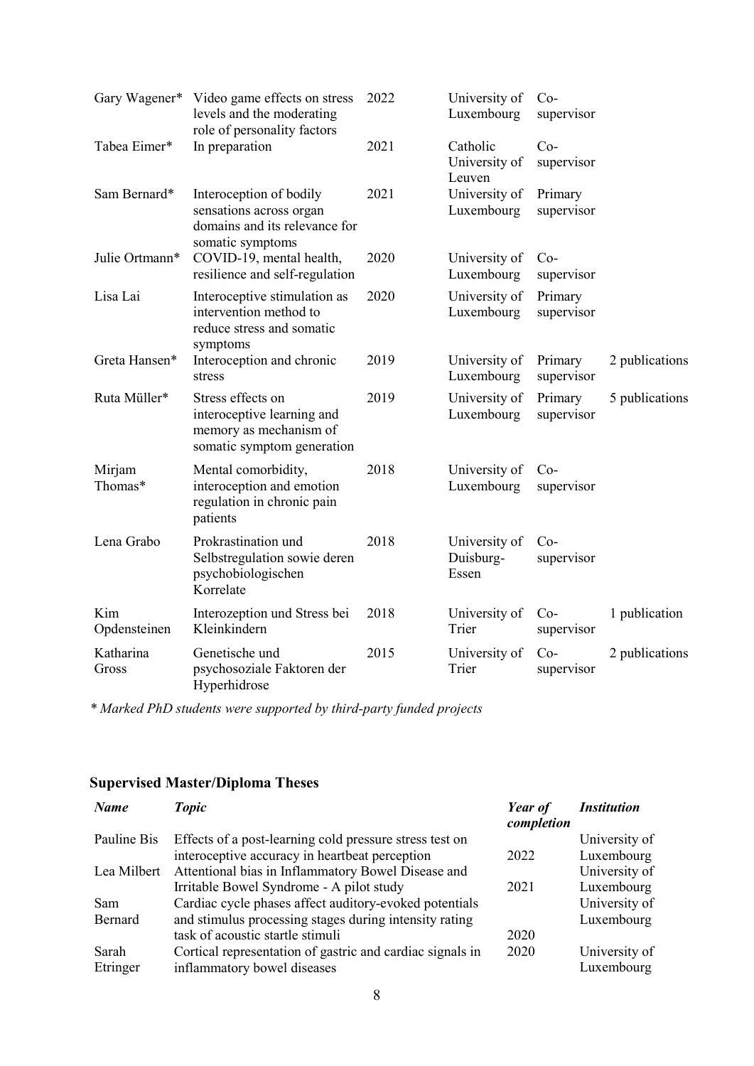| | | | | | |
|---|---|---|---|---|---|
| Gary Wagener* | Video game effects on stress levels and the moderating role of personality factors | 2022 | University of Luxembourg | Co-supervisor | |
| Tabea Eimer* | In preparation | 2021 | Catholic University of Leuven | Co-supervisor | |
| Sam Bernard* | Interoception of bodily sensations across organ domains and its relevance for somatic symptoms | 2021 | University of Luxembourg | Primary supervisor | |
| Julie Ortmann* | COVID-19, mental health, resilience and self-regulation | 2020 | University of Luxembourg | Co-supervisor | |
| Lisa Lai | Interoceptive stimulation as intervention method to reduce stress and somatic symptoms | 2020 | University of Luxembourg | Primary supervisor | |
| Greta Hansen* | Interoception and chronic stress | 2019 | University of Luxembourg | Primary supervisor | 2 publications |
| Ruta Müller* | Stress effects on interoceptive learning and memory as mechanism of somatic symptom generation | 2019 | University of Luxembourg | Primary supervisor | 5 publications |
| Mirjam Thomas* | Mental comorbidity, interoception and emotion regulation in chronic pain patients | 2018 | University of Luxembourg | Co-supervisor | |
| Lena Grabo | Prokrastination und Selbstregulation sowie deren psychobiologischen Korrelate | 2018 | University of Duisburg-Essen | Co-supervisor | |
| Kim Opdensteinen | Interozeption und Stress bei Kleinkindern | 2018 | University of Trier | Co-supervisor | 1 publication |
| Katharina Gross | Genetische und psychosoziale Faktoren der Hyperhidrose | 2015 | University of Trier | Co-supervisor | 2 publications |

*\* Marked PhD students were supported by third-party funded projects*

## Supervised Master/Diploma Theses

| ***Name*** | ***Topic*** | ***Year of completion*** | ***Institution*** |
|---|---|---|---|
| Pauline Bis | Effects of a post-learning cold pressure stress test on interoceptive accuracy in heartbeat perception | 2022 | University of Luxembourg |
| Lea Milbert | Attentional bias in Inflammatory Bowel Disease and Irritable Bowel Syndrome - A pilot study | 2021 | University of Luxembourg |
| Sam Bernard | Cardiac cycle phases affect auditory-evoked potentials and stimulus processing stages during intensity rating task of acoustic startle stimuli | 2020 | University of Luxembourg |
| Sarah Etringer | Cortical representation of gastric and cardiac signals in inflammatory bowel diseases | 2020 | University of Luxembourg |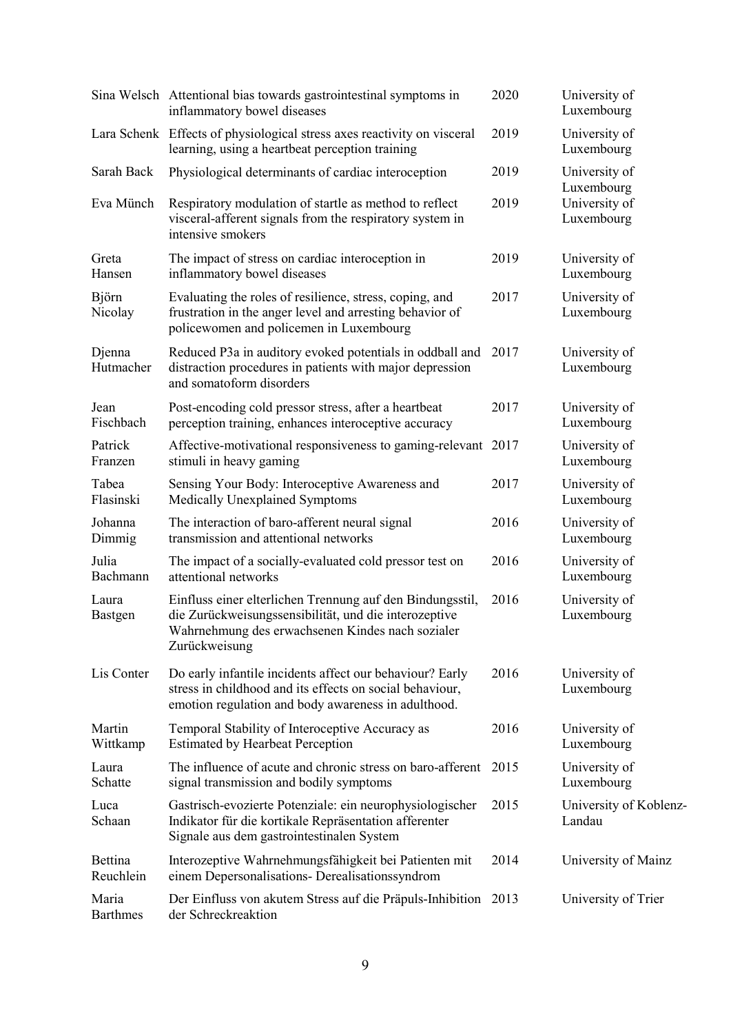| | | | |
|---|---|---|---|
| Sina Welsch | Attentional bias towards gastrointestinal symptoms in inflammatory bowel diseases | 2020 | University of Luxembourg |
| Lara Schenk | Effects of physiological stress axes reactivity on visceral learning, using a heartbeat perception training | 2019 | University of Luxembourg |
| Sarah Back | Physiological determinants of cardiac interoception | 2019 | University of Luxembourg |
| Eva Münch | Respiratory modulation of startle as method to reflect visceral-afferent signals from the respiratory system in intensive smokers | 2019 | University of Luxembourg |
| Greta Hansen | The impact of stress on cardiac interoception in inflammatory bowel diseases | 2019 | University of Luxembourg |
| Björn Nicolay | Evaluating the roles of resilience, stress, coping, and frustration in the anger level and arresting behavior of policewomen and policemen in Luxembourg | 2017 | University of Luxembourg |
| Djenna Hutmacher | Reduced P3a in auditory evoked potentials in oddball and distraction procedures in patients with major depression and somatoform disorders | 2017 | University of Luxembourg |
| Jean Fischbach | Post-encoding cold pressor stress, after a heartbeat perception training, enhances interoceptive accuracy | 2017 | University of Luxembourg |
| Patrick Franzen | Affective-motivational responsiveness to gaming-relevant stimuli in heavy gaming | 2017 | University of Luxembourg |
| Tabea Flasinski | Sensing Your Body: Interoceptive Awareness and Medically Unexplained Symptoms | 2017 | University of Luxembourg |
| Johanna Dimmig | The interaction of baro-afferent neural signal transmission and attentional networks | 2016 | University of Luxembourg |
| Julia Bachmann | The impact of a socially-evaluated cold pressor test on attentional networks | 2016 | University of Luxembourg |
| Laura Bastgen | Einfluss einer elterlichen Trennung auf den Bindungsstil, die Zurückweisungssensibilität, und die interozeptive Wahrnehmung des erwachsenen Kindes nach sozialer Zurückweisung | 2016 | University of Luxembourg |
| Lis Conter | Do early infantile incidents affect our behaviour? Early stress in childhood and its effects on social behaviour, emotion regulation and body awareness in adulthood. | 2016 | University of Luxembourg |
| Martin Wittkamp | Temporal Stability of Interoceptive Accuracy as Estimated by Hearbeat Perception | 2016 | University of Luxembourg |
| Laura Schatte | The influence of acute and chronic stress on baro-afferent signal transmission and bodily symptoms | 2015 | University of Luxembourg |
| Luca Schaan | Gastrisch-evozierte Potenziale: ein neurophysiologischer Indikator für die kortikale Repräsentation afferenter Signale aus dem gastrointestinalen System | 2015 | University of Koblenz-Landau |
| Bettina Reuchlein | Interozeptive Wahrnehmungsfähigkeit bei Patienten mit einem Depersonalisations- Derealisationssyndrom | 2014 | University of Mainz |
| Maria Barthmes | Der Einfluss von akutem Stress auf die Präpuls-Inhibition der Schreckreaktion | 2013 | University of Trier |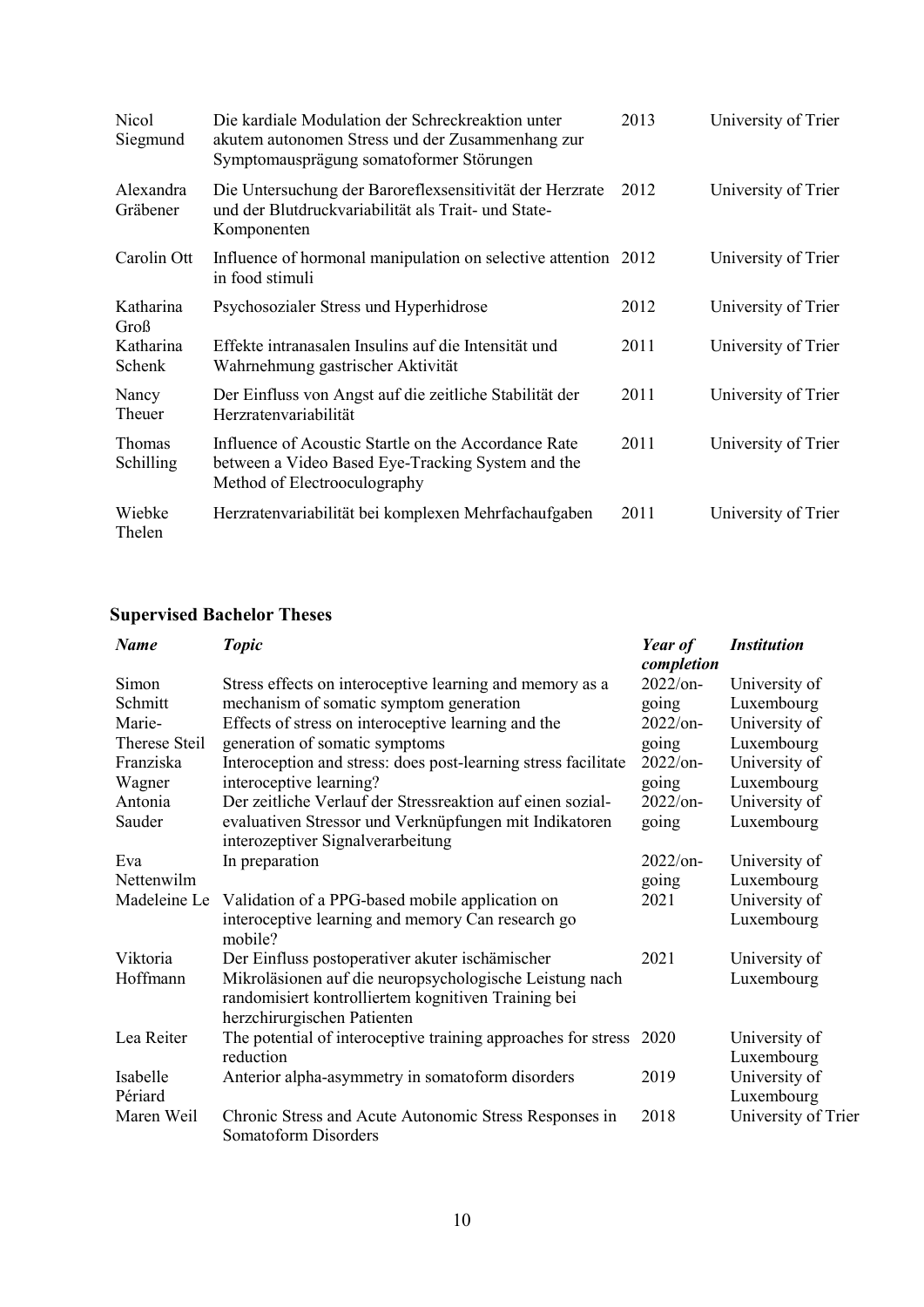| | | | |
|---|---|---|---|
| Nicol Siegmund | Die kardiale Modulation der Schreckreaktion unter akutem autonomen Stress und der Zusammenhang zur Symptomausprägung somatoformer Störungen | 2013 | University of Trier |
| Alexandra Gräbener | Die Untersuchung der Baroreflexsensitivität der Herzrate und der Blutdruckvariabilität als Trait- und State-Komponenten | 2012 | University of Trier |
| Carolin Ott | Influence of hormonal manipulation on selective attention in food stimuli | 2012 | University of Trier |
| Katharina Groß | Psychosozialer Stress und Hyperhidrose | 2012 | University of Trier |
| Katharina Schenk | Effekte intranasalen Insulins auf die Intensität und Wahrnehmung gastrischer Aktivität | 2011 | University of Trier |
| Nancy Theuer | Der Einfluss von Angst auf die zeitliche Stabilität der Herzratenvariabilität | 2011 | University of Trier |
| Thomas Schilling | Influence of Acoustic Startle on the Accordance Rate between a Video Based Eye-Tracking System and the Method of Electrooculography | 2011 | University of Trier |
| Wiebke Thelen | Herzratenvariabilität bei komplexen Mehrfachaufgaben | 2011 | University of Trier |

## Supervised Bachelor Theses

| *Name* | *Topic* | *Year of completion* | *Institution* |
|---|---|---|---|
| Simon Schmitt | Stress effects on interoceptive learning and memory as a mechanism of somatic symptom generation | 2022/on-going | University of Luxembourg |
| Marie-Therese Steil | Effects of stress on interoceptive learning and the generation of somatic symptoms | 2022/on-going | University of Luxembourg |
| Franziska Wagner | Interoception and stress: does post-learning stress facilitate interoceptive learning? | 2022/on-going | University of Luxembourg |
| Antonia Sauder | Der zeitliche Verlauf der Stressreaktion auf einen sozial-evaluativen Stressor und Verknüpfungen mit Indikatoren interozeptiver Signalverarbeitung | 2022/on-going | University of Luxembourg |
| Eva Nettenwilm | In preparation | 2022/on-going | University of Luxembourg |
| Madeleine Le | Validation of a PPG-based mobile application on interoceptive learning and memory Can research go mobile? | 2021 | University of Luxembourg |
| Viktoria Hoffmann | Der Einfluss postoperativer akuter ischämischer Mikroläsionen auf die neuropsychologische Leistung nach randomisiert kontrolliertem kognitiven Training bei herzchirurgischen Patienten | 2021 | University of Luxembourg |
| Lea Reiter | The potential of interoceptive training approaches for stress reduction | 2020 | University of Luxembourg |
| Isabelle Périard | Anterior alpha-asymmetry in somatoform disorders | 2019 | University of Luxembourg |
| Maren Weil | Chronic Stress and Acute Autonomic Stress Responses in Somatoform Disorders | 2018 | University of Trier |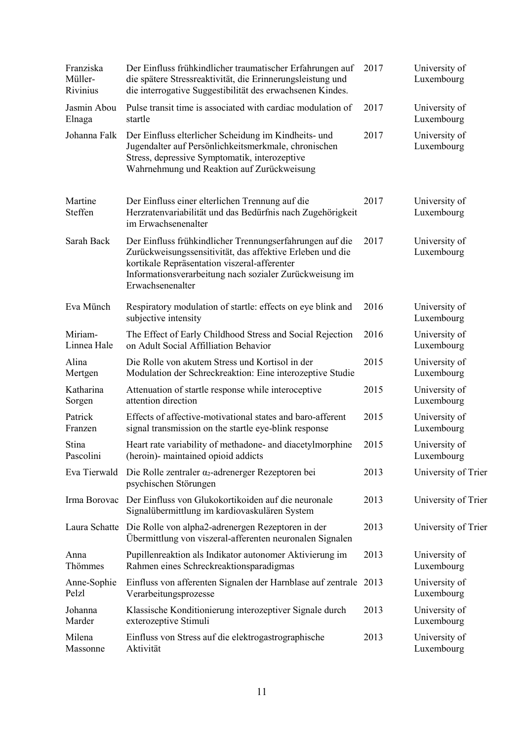| | | | |
|---|---|---|---|
| Franziska Müller-Rivinius | Der Einfluss frühkindlicher traumatischer Erfahrungen auf die spätere Stressreaktivität, die Erinnerungsleistung und die interrogative Suggestibilität des erwachsenen Kindes. | 2017 | University of Luxembourg |
| Jasmin Abou Elnaga | Pulse transit time is associated with cardiac modulation of startle | 2017 | University of Luxembourg |
| Johanna Falk | Der Einfluss elterlicher Scheidung im Kindheits- und Jugendalter auf Persönlichkeitsmerkmale, chronischen Stress, depressive Symptomatik, interozeptive Wahrnehmung und Reaktion auf Zurückweisung | 2017 | University of Luxembourg |
| Martine Steffen | Der Einfluss einer elterlichen Trennung auf die Herzratenvariabilität und das Bedürfnis nach Zugehörigkeit im Erwachsenenalter | 2017 | University of Luxembourg |
| Sarah Back | Der Einfluss frühkindlicher Trennungserfahrungen auf die Zurückweisungssensitivität, das affektive Erleben und die kortikale Repräsentation viszeral-afferenter Informationsverarbeitung nach sozialer Zurückweisung im Erwachsenenalter | 2017 | University of Luxembourg |
| Eva Münch | Respiratory modulation of startle: effects on eye blink and subjective intensity | 2016 | University of Luxembourg |
| Miriam-Linnea Hale | The Effect of Early Childhood Stress and Social Rejection on Adult Social Affilliation Behavior | 2016 | University of Luxembourg |
| Alina Mertgen | Die Rolle von akutem Stress und Kortisol in der Modulation der Schreckreaktion: Eine interozeptive Studie | 2015 | University of Luxembourg |
| Katharina Sorgen | Attenuation of startle response while interoceptive attention direction | 2015 | University of Luxembourg |
| Patrick Franzen | Effects of affective-motivational states and baro-afferent signal transmission on the startle eye-blink response | 2015 | University of Luxembourg |
| Stina Pascolini | Heart rate variability of methadone- and diacetylmorphine (heroin)- maintained opioid addicts | 2015 | University of Luxembourg |
| Eva Tierwald | Die Rolle zentraler $\alpha_2$-adrenerger Rezeptoren bei psychischen Störungen | 2013 | University of Trier |
| Irma Borovac | Der Einfluss von Glukokortikoiden auf die neuronale Signalübermittlung im kardiovaskulären System | 2013 | University of Trier |
| Laura Schatte | Die Rolle von alpha2-adrenergen Rezeptoren in der Übermittlung von viszeral-afferenten neuronalen Signalen | 2013 | University of Trier |
| Anna Thömmes | Pupillenreaktion als Indikator autonomer Aktivierung im Rahmen eines Schreckreaktionsparadigmas | 2013 | University of Luxembourg |
| Anne-Sophie Pelzl | Einfluss von afferenten Signalen der Harnblase auf zentrale Verarbeitungsprozesse | 2013 | University of Luxembourg |
| Johanna Marder | Klassische Konditionierung interozeptiver Signale durch exterozeptive Stimuli | 2013 | University of Luxembourg |
| Milena Massonne | Einfluss von Stress auf die elektrogastrographische Aktivität | 2013 | University of Luxembourg |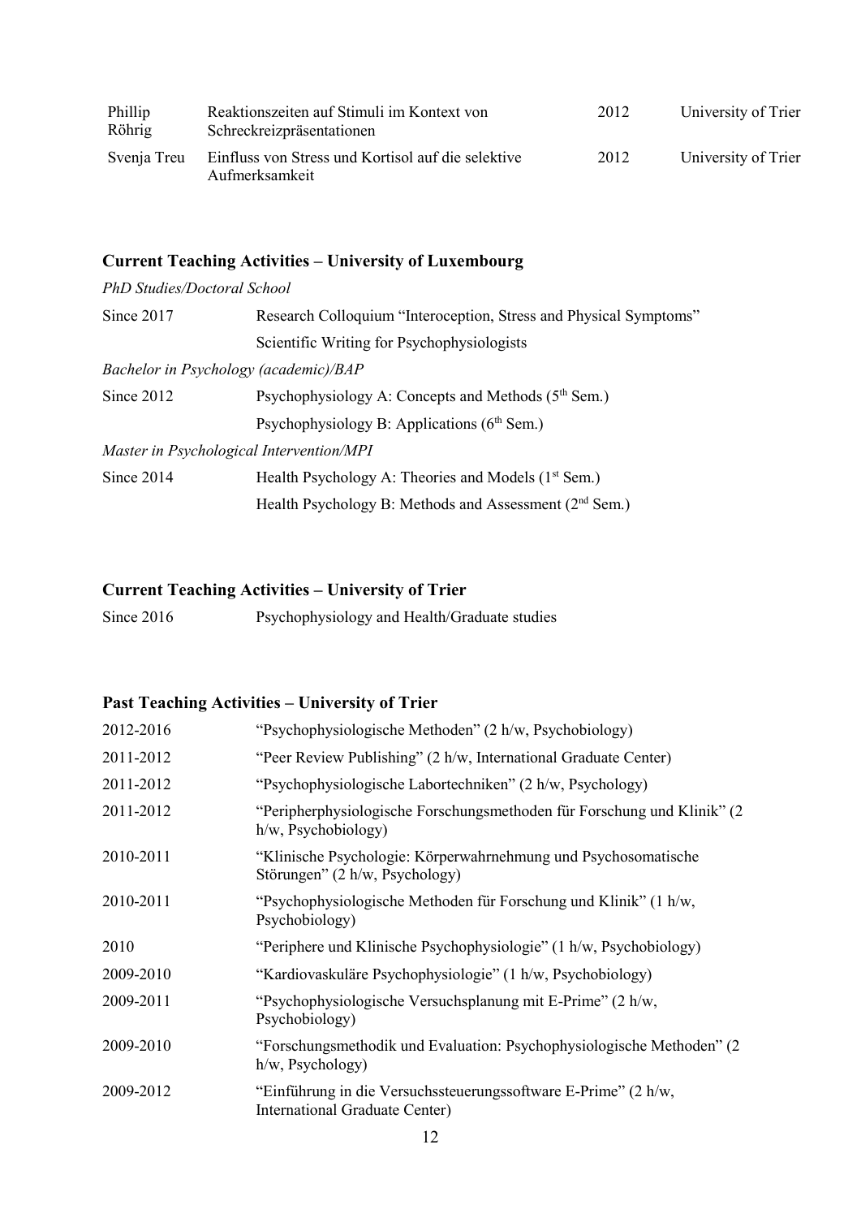| | | | |
|---|---|---|---|
| Phillip Röhrig | Reaktionszeiten auf Stimuli im Kontext von Schreckreizpräsentationen | 2012 | University of Trier |
| Svenja Treu | Einfluss von Stress und Kortisol auf die selektive Aufmerksamkeit | 2012 | University of Trier |

## Current Teaching Activities – University of Luxembourg

*PhD Studies/Doctoral School*

| | |
|---|---|
| Since 2017 | Research Colloquium "Interoception, Stress and Physical Symptoms" |
| | Scientific Writing for Psychophysiologists |

*Bachelor in Psychology (academic)/BAP*

| | |
|---|---|
| Since 2012 | Psychophysiology A: Concepts and Methods (5th Sem.) |
| | Psychophysiology B: Applications (6th Sem.) |

*Master in Psychological Intervention/MPI*

| | |
|---|---|
| Since 2014 | Health Psychology A: Theories and Models (1st Sem.) |
| | Health Psychology B: Methods and Assessment (2nd Sem.) |

## Current Teaching Activities – University of Trier

| | |
|---|---|
| Since 2016 | Psychophysiology and Health/Graduate studies |

## Past Teaching Activities – University of Trier

| | |
|---|---|
| 2012-2016 | "Psychophysiologische Methoden" (2 h/w, Psychobiology) |
| 2011-2012 | "Peer Review Publishing" (2 h/w, International Graduate Center) |
| 2011-2012 | "Psychophysiologische Labortechniken" (2 h/w, Psychology) |
| 2011-2012 | "Peripherphysiologische Forschungsmethoden für Forschung und Klinik" (2 h/w, Psychobiology) |
| 2010-2011 | "Klinische Psychologie: Körperwahrnehmung und Psychosomatische Störungen" (2 h/w, Psychology) |
| 2010-2011 | "Psychophysiologische Methoden für Forschung und Klinik" (1 h/w, Psychobiology) |
| 2010 | "Periphere und Klinische Psychophysiologie" (1 h/w, Psychobiology) |
| 2009-2010 | "Kardiovaskuläre Psychophysiologie" (1 h/w, Psychobiology) |
| 2009-2011 | "Psychophysiologische Versuchsplanung mit E-Prime" (2 h/w, Psychobiology) |
| 2009-2010 | "Forschungsmethodik und Evaluation: Psychophysiologische Methoden" (2 h/w, Psychology) |
| 2009-2012 | "Einführung in die Versuchssteuerungssoftware E-Prime" (2 h/w, International Graduate Center) |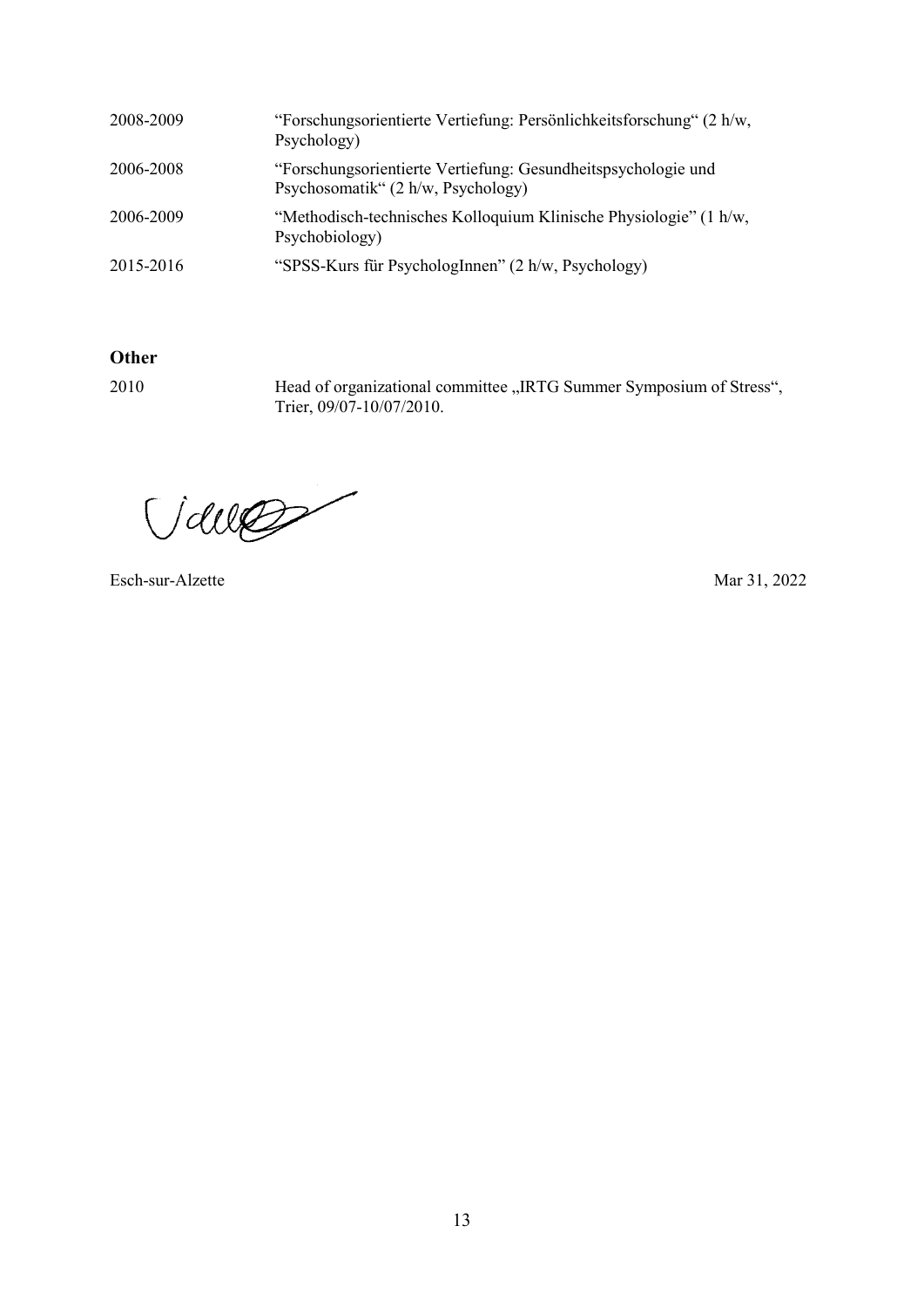| | |
|---|---|
| 2008-2009 | "Forschungsorientierte Vertiefung: Persönlichkeitsforschung" (2 h/w, Psychology) |
| 2006-2008 | "Forschungsorientierte Vertiefung: Gesundheitspsychologie und Psychosomatik" (2 h/w, Psychology) |
| 2006-2009 | "Methodisch-technisches Kolloquium Klinische Physiologie" (1 h/w, Psychobiology) |
| 2015-2016 | "SPSS-Kurs für PsychologInnen" (2 h/w, Psychology) |

## Other

| | |
|---|---|
| 2010 | Head of organizational committee „IRTG Summer Symposium of Stress", Trier, 09/07-10/07/2010. |

Esch-sur-Alzette Mar 31, 2022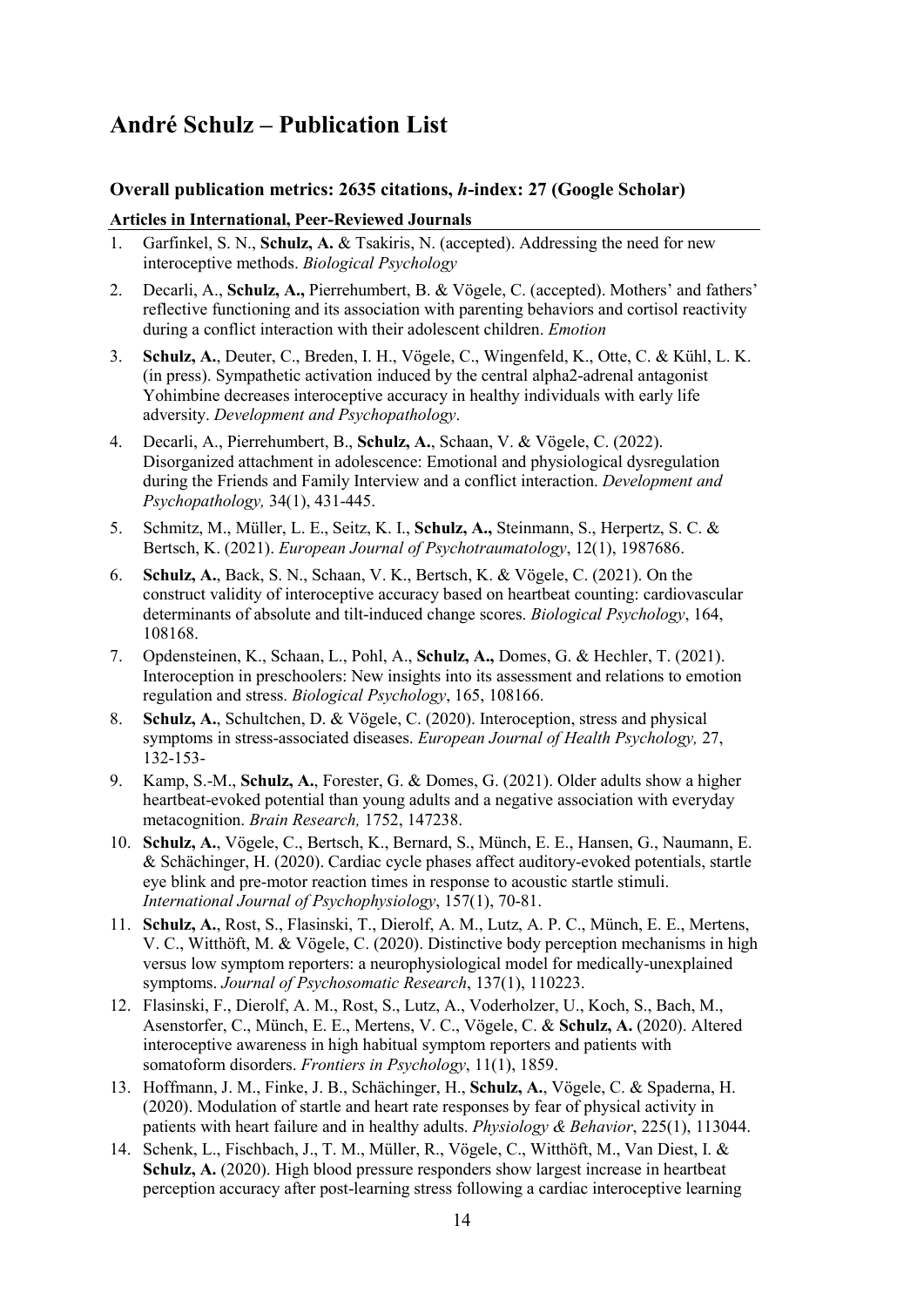# André Schulz – Publication List

### Overall publication metrics: 2635 citations, *h*-index: 27 (Google Scholar)

**Articles in International, Peer-Reviewed Journals**

1. Garfinkel, S. N., **Schulz, A.** & Tsakiris, N. (accepted). Addressing the need for new interoceptive methods. *Biological Psychology*
2. Decarli, A., **Schulz, A.,** Pierrehumbert, B. & Vögele, C. (accepted). Mothers' and fathers' reflective functioning and its association with parenting behaviors and cortisol reactivity during a conflict interaction with their adolescent children. *Emotion*
3. **Schulz, A.**, Deuter, C., Breden, I. H., Vögele, C., Wingenfeld, K., Otte, C. & Kühl, L. K. (in press). Sympathetic activation induced by the central alpha2-adrenal antagonist Yohimbine decreases interoceptive accuracy in healthy individuals with early life adversity. *Development and Psychopathology*.
4. Decarli, A., Pierrehumbert, B., **Schulz, A.**, Schaan, V. & Vögele, C. (2022). Disorganized attachment in adolescence: Emotional and physiological dysregulation during the Friends and Family Interview and a conflict interaction. *Development and Psychopathology,* 34(1), 431-445.
5. Schmitz, M., Müller, L. E., Seitz, K. I., **Schulz, A.,** Steinmann, S., Herpertz, S. C. & Bertsch, K. (2021). *European Journal of Psychotraumatology*, 12(1), 1987686.
6. **Schulz, A.**, Back, S. N., Schaan, V. K., Bertsch, K. & Vögele, C. (2021). On the construct validity of interoceptive accuracy based on heartbeat counting: cardiovascular determinants of absolute and tilt-induced change scores. *Biological Psychology*, 164, 108168.
7. Opdensteinen, K., Schaan, L., Pohl, A., **Schulz, A.,** Domes, G. & Hechler, T. (2021). Interoception in preschoolers: New insights into its assessment and relations to emotion regulation and stress. *Biological Psychology*, 165, 108166.
8. **Schulz, A.**, Schultchen, D. & Vögele, C. (2020). Interoception, stress and physical symptoms in stress-associated diseases. *European Journal of Health Psychology,* 27, 132-153-
9. Kamp, S.-M., **Schulz, A.**, Forester, G. & Domes, G. (2021). Older adults show a higher heartbeat-evoked potential than young adults and a negative association with everyday metacognition. *Brain Research,* 1752, 147238.
10. **Schulz, A.**, Vögele, C., Bertsch, K., Bernard, S., Münch, E. E., Hansen, G., Naumann, E. & Schächinger, H. (2020). Cardiac cycle phases affect auditory-evoked potentials, startle eye blink and pre-motor reaction times in response to acoustic startle stimuli. *International Journal of Psychophysiology*, 157(1), 70-81.
11. **Schulz, A.**, Rost, S., Flasinski, T., Dierolf, A. M., Lutz, A. P. C., Münch, E. E., Mertens, V. C., Witthöft, M. & Vögele, C. (2020). Distinctive body perception mechanisms in high versus low symptom reporters: a neurophysiological model for medically-unexplained symptoms. *Journal of Psychosomatic Research*, 137(1), 110223.
12. Flasinski, F., Dierolf, A. M., Rost, S., Lutz, A., Voderholzer, U., Koch, S., Bach, M., Asenstorfer, C., Münch, E. E., Mertens, V. C., Vögele, C. & **Schulz, A.** (2020). Altered interoceptive awareness in high habitual symptom reporters and patients with somatoform disorders. *Frontiers in Psychology*, 11(1), 1859.
13. Hoffmann, J. M., Finke, J. B., Schächinger, H., **Schulz, A.**, Vögele, C. & Spaderna, H. (2020). Modulation of startle and heart rate responses by fear of physical activity in patients with heart failure and in healthy adults. *Physiology & Behavior*, 225(1), 113044.
14. Schenk, L., Fischbach, J., T. M., Müller, R., Vögele, C., Witthöft, M., Van Diest, I. & **Schulz, A.** (2020). High blood pressure responders show largest increase in heartbeat perception accuracy after post-learning stress following a cardiac interoceptive learning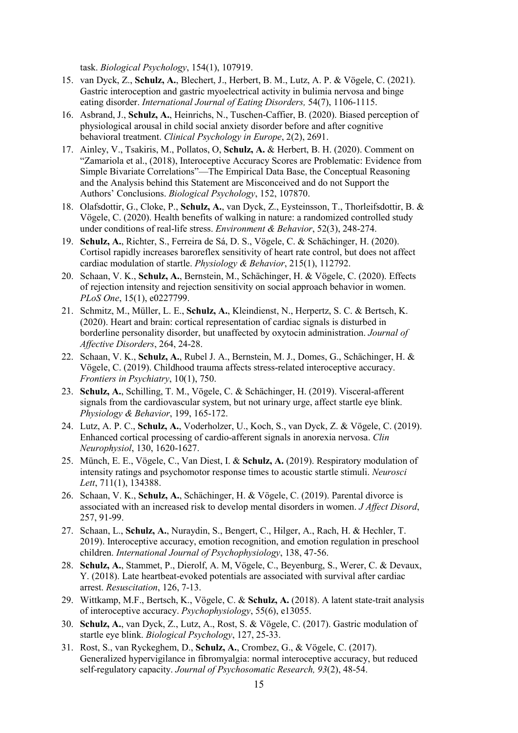task. *Biological Psychology*, 154(1), 107919.

15. van Dyck, Z., **Schulz, A.**, Blechert, J., Herbert, B. M., Lutz, A. P. & Vögele, C. (2021). Gastric interoception and gastric myoelectrical activity in bulimia nervosa and binge eating disorder. *International Journal of Eating Disorders,* 54(7), 1106-1115.
16. Asbrand, J., **Schulz, A.**, Heinrichs, N., Tuschen-Caffier, B. (2020). Biased perception of physiological arousal in child social anxiety disorder before and after cognitive behavioral treatment. *Clinical Psychology in Europe*, 2(2), 2691.
17. Ainley, V., Tsakiris, M., Pollatos, O, **Schulz, A.** & Herbert, B. H. (2020). Comment on "Zamariola et al., (2018), Interoceptive Accuracy Scores are Problematic: Evidence from Simple Bivariate Correlations"—The Empirical Data Base, the Conceptual Reasoning and the Analysis behind this Statement are Misconceived and do not Support the Authors' Conclusions. *Biological Psychology*, 152, 107870.
18. Olafsdottir, G., Cloke, P., **Schulz, A.**, van Dyck, Z., Eysteinsson, T., Thorleifsdottir, B. & Vögele, C. (2020). Health benefits of walking in nature: a randomized controlled study under conditions of real-life stress. *Environment & Behavior*, 52(3), 248-274.
19. **Schulz, A.**, Richter, S., Ferreira de Sá, D. S., Vögele, C. & Schächinger, H. (2020). Cortisol rapidly increases baroreflex sensitivity of heart rate control, but does not affect cardiac modulation of startle. *Physiology & Behavior*, 215(1), 112792.
20. Schaan, V. K., **Schulz, A.**, Bernstein, M., Schächinger, H. & Vögele, C. (2020). Effects of rejection intensity and rejection sensitivity on social approach behavior in women. *PLoS One*, 15(1), e0227799.
21. Schmitz, M., Müller, L. E., **Schulz, A.**, Kleindienst, N., Herpertz, S. C. & Bertsch, K. (2020). Heart and brain: cortical representation of cardiac signals is disturbed in borderline personality disorder, but unaffected by oxytocin administration. *Journal of Affective Disorders*, 264, 24-28.
22. Schaan, V. K., **Schulz, A.**, Rubel J. A., Bernstein, M. J., Domes, G., Schächinger, H. & Vögele, C. (2019). Childhood trauma affects stress-related interoceptive accuracy. *Frontiers in Psychiatry*, 10(1), 750.
23. **Schulz, A.**, Schilling, T. M., Vögele, C. & Schächinger, H. (2019). Visceral-afferent signals from the cardiovascular system, but not urinary urge, affect startle eye blink. *Physiology & Behavior*, 199, 165-172.
24. Lutz, A. P. C., **Schulz, A.**, Voderholzer, U., Koch, S., van Dyck, Z. & Vögele, C. (2019). Enhanced cortical processing of cardio-afferent signals in anorexia nervosa. *Clin Neurophysiol*, 130, 1620-1627.
25. Münch, E. E., Vögele, C., Van Diest, I. & **Schulz, A.** (2019). Respiratory modulation of intensity ratings and psychomotor response times to acoustic startle stimuli. *Neurosci Lett*, 711(1), 134388.
26. Schaan, V. K., **Schulz, A.**, Schächinger, H. & Vögele, C. (2019). Parental divorce is associated with an increased risk to develop mental disorders in women. *J Affect Disord*, 257, 91-99.
27. Schaan, L., **Schulz, A.**, Nuraydin, S., Bengert, C., Hilger, A., Rach, H. & Hechler, T. 2019). Interoceptive accuracy, emotion recognition, and emotion regulation in preschool children. *International Journal of Psychophysiology*, 138, 47-56.
28. **Schulz, A.**, Stammet, P., Dierolf, A. M, Vögele, C., Beyenburg, S., Werer, C. & Devaux, Y. (2018). Late heartbeat-evoked potentials are associated with survival after cardiac arrest. *Resuscitation*, 126, 7-13.
29. Wittkamp, M.F., Bertsch, K., Vögele, C. & **Schulz, A.** (2018). A latent state-trait analysis of interoceptive accuracy. *Psychophysiology*, 55(6), e13055.
30. **Schulz, A.**, van Dyck, Z., Lutz, A., Rost, S. & Vögele, C. (2017). Gastric modulation of startle eye blink. *Biological Psychology*, 127, 25-33.
31. Rost, S., van Ryckeghem, D., **Schulz, A.**, Crombez, G., & Vögele, C. (2017). Generalized hypervigilance in fibromyalgia: normal interoceptive accuracy, but reduced self-regulatory capacity. *Journal of Psychosomatic Research, 93*(2), 48-54.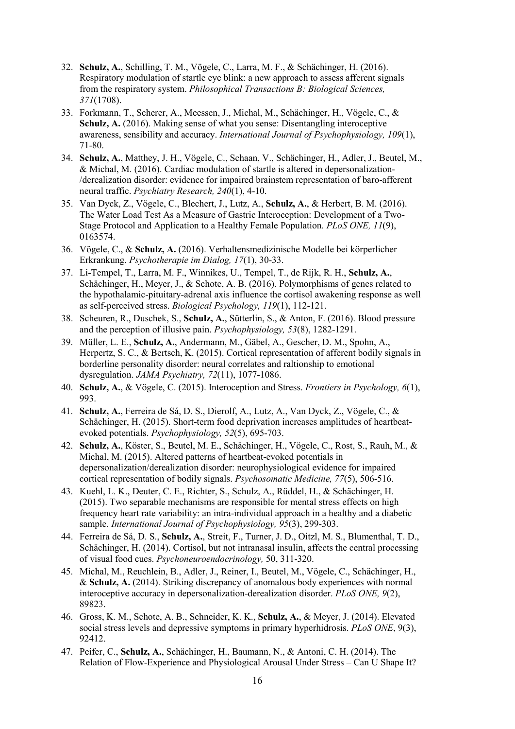32. **Schulz, A.**, Schilling, T. M., Vögele, C., Larra, M. F., & Schächinger, H. (2016). Respiratory modulation of startle eye blink: a new approach to assess afferent signals from the respiratory system. *Philosophical Transactions B: Biological Sciences, 371*(1708).
33. Forkmann, T., Scherer, A., Meessen, J., Michal, M., Schächinger, H., Vögele, C., & **Schulz, A.** (2016). Making sense of what you sense: Disentangling interoceptive awareness, sensibility and accuracy. *International Journal of Psychophysiology, 109*(1), 71-80.
34. **Schulz, A.**, Matthey, J. H., Vögele, C., Schaan, V., Schächinger, H., Adler, J., Beutel, M., & Michal, M. (2016). Cardiac modulation of startle is altered in depersonalization-/derealization disorder: evidence for impaired brainstem representation of baro-afferent neural traffic. *Psychiatry Research, 240*(1), 4-10.
35. Van Dyck, Z., Vögele, C., Blechert, J., Lutz, A., **Schulz, A.**, & Herbert, B. M. (2016). The Water Load Test As a Measure of Gastric Interoception: Development of a Two-Stage Protocol and Application to a Healthy Female Population. *PLoS ONE, 11*(9), 0163574.
36. Vögele, C., & **Schulz, A.** (2016). Verhaltensmedizinische Modelle bei körperlicher Erkrankung. *Psychotherapie im Dialog, 17*(1), 30-33.
37. Li-Tempel, T., Larra, M. F., Winnikes, U., Tempel, T., de Rijk, R. H., **Schulz, A.**, Schächinger, H., Meyer, J., & Schote, A. B. (2016). Polymorphisms of genes related to the hypothalamic-pituitary-adrenal axis influence the cortisol awakening response as well as self-perceived stress. *Biological Psychology, 119*(1), 112-121.
38. Scheuren, R., Duschek, S., **Schulz, A.**, Sütterlin, S., & Anton, F. (2016). Blood pressure and the perception of illusive pain. *Psychophysiology, 53*(8), 1282-1291.
39. Müller, L. E., **Schulz, A.**, Andermann, M., Gäbel, A., Gescher, D. M., Spohn, A., Herpertz, S. C., & Bertsch, K. (2015). Cortical representation of afferent bodily signals in borderline personality disorder: neural correlates and raltionship to emotional dysregulation. *JAMA Psychiatry, 72*(11), 1077-1086.
40. **Schulz, A.**, & Vögele, C. (2015). Interoception and Stress. *Frontiers in Psychology, 6*(1), 993.
41. **Schulz, A.**, Ferreira de Sá, D. S., Dierolf, A., Lutz, A., Van Dyck, Z., Vögele, C., & Schächinger, H. (2015). Short-term food deprivation increases amplitudes of heartbeat-evoked potentials. *Psychophysiology, 52*(5), 695-703.
42. **Schulz, A.**, Köster, S., Beutel, M. E., Schächinger, H., Vögele, C., Rost, S., Rauh, M., & Michal, M. (2015). Altered patterns of heartbeat-evoked potentials in depersonalization/derealization disorder: neurophysiological evidence for impaired cortical representation of bodily signals. *Psychosomatic Medicine, 77*(5), 506-516.
43. Kuehl, L. K., Deuter, C. E., Richter, S., Schulz, A., Rüddel, H., & Schächinger, H. (2015). Two separable mechanisms are responsible for mental stress effects on high frequency heart rate variability: an intra-individual approach in a healthy and a diabetic sample. *International Journal of Psychophysiology, 95*(3), 299-303.
44. Ferreira de Sá, D. S., **Schulz, A.**, Streit, F., Turner, J. D., Oitzl, M. S., Blumenthal, T. D., Schächinger, H. (2014). Cortisol, but not intranasal insulin, affects the central processing of visual food cues. *Psychoneuroendocrinology,* 50, 311-320.
45. Michal, M., Reuchlein, B., Adler, J., Reiner, I., Beutel, M., Vögele, C., Schächinger, H., & **Schulz, A.** (2014). Striking discrepancy of anomalous body experiences with normal interoceptive accuracy in depersonalization-derealization disorder. *PLoS ONE, 9*(2), 89823.
46. Gross, K. M., Schote, A. B., Schneider, K. K., **Schulz, A.**, & Meyer, J. (2014). Elevated social stress levels and depressive symptoms in primary hyperhidrosis. *PLoS ONE*, 9(3), 92412.
47. Peifer, C., **Schulz, A.**, Schächinger, H., Baumann, N., & Antoni, C. H. (2014). The Relation of Flow-Experience and Physiological Arousal Under Stress – Can U Shape It?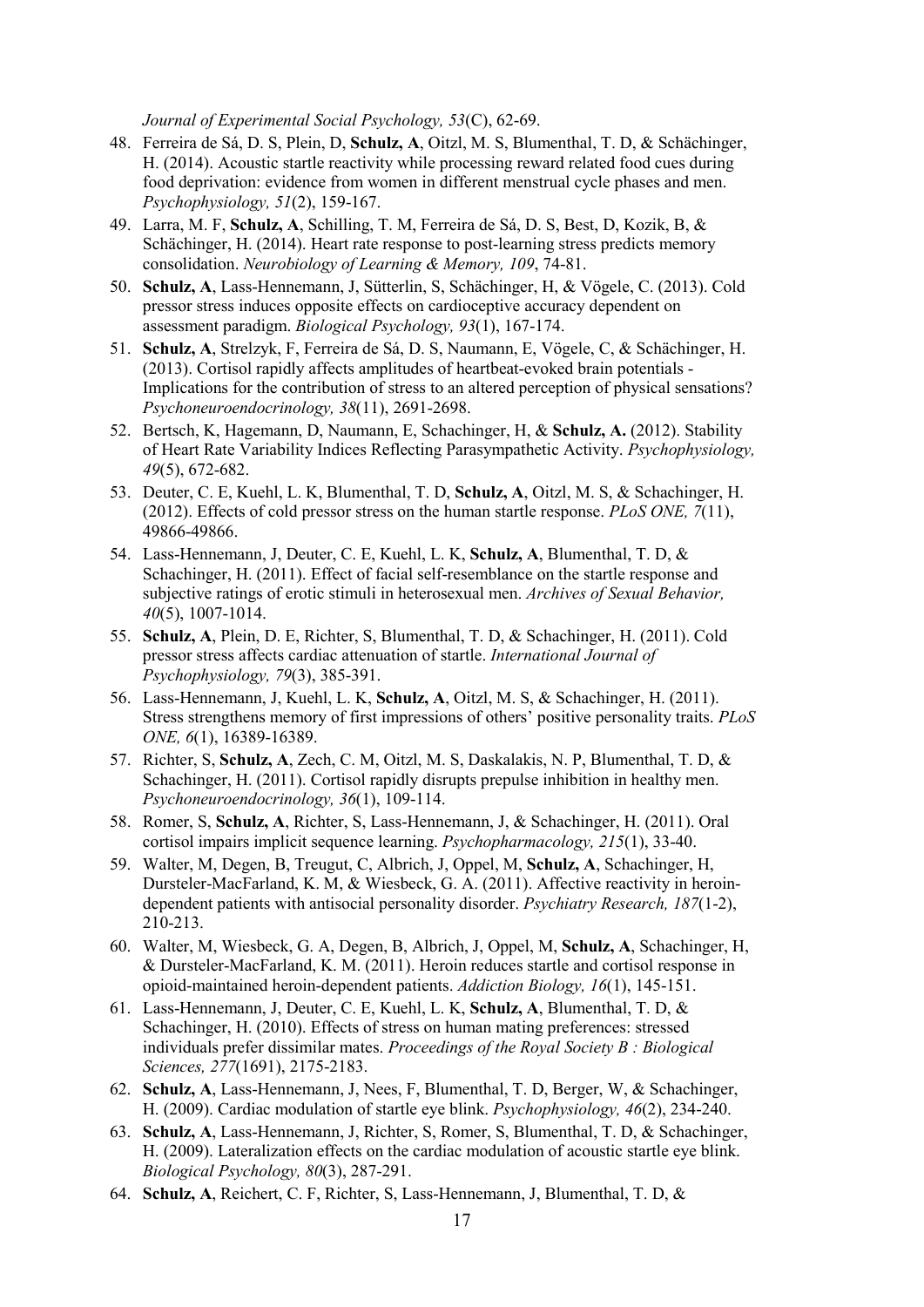*Journal of Experimental Social Psychology, 53*(C), 62-69.

48. Ferreira de Sá, D. S, Plein, D, **Schulz, A**, Oitzl, M. S, Blumenthal, T. D, & Schächinger, H. (2014). Acoustic startle reactivity while processing reward related food cues during food deprivation: evidence from women in different menstrual cycle phases and men. *Psychophysiology, 51*(2), 159-167.
49. Larra, M. F, **Schulz, A**, Schilling, T. M, Ferreira de Sá, D. S, Best, D, Kozik, B, & Schächinger, H. (2014). Heart rate response to post-learning stress predicts memory consolidation. *Neurobiology of Learning & Memory, 109*, 74-81.
50. **Schulz, A**, Lass-Hennemann, J, Sütterlin, S, Schächinger, H, & Vögele, C. (2013). Cold pressor stress induces opposite effects on cardioceptive accuracy dependent on assessment paradigm. *Biological Psychology, 93*(1), 167-174.
51. **Schulz, A**, Strelzyk, F, Ferreira de Sá, D. S, Naumann, E, Vögele, C, & Schächinger, H. (2013). Cortisol rapidly affects amplitudes of heartbeat-evoked brain potentials - Implications for the contribution of stress to an altered perception of physical sensations? *Psychoneuroendocrinology, 38*(11), 2691-2698.
52. Bertsch, K, Hagemann, D, Naumann, E, Schachinger, H, & **Schulz, A.** (2012). Stability of Heart Rate Variability Indices Reflecting Parasympathetic Activity. *Psychophysiology, 49*(5), 672-682.
53. Deuter, C. E, Kuehl, L. K, Blumenthal, T. D, **Schulz, A**, Oitzl, M. S, & Schachinger, H. (2012). Effects of cold pressor stress on the human startle response. *PLoS ONE, 7*(11), 49866-49866.
54. Lass-Hennemann, J, Deuter, C. E, Kuehl, L. K, **Schulz, A**, Blumenthal, T. D, & Schachinger, H. (2011). Effect of facial self-resemblance on the startle response and subjective ratings of erotic stimuli in heterosexual men. *Archives of Sexual Behavior, 40*(5), 1007-1014.
55. **Schulz, A**, Plein, D. E, Richter, S, Blumenthal, T. D, & Schachinger, H. (2011). Cold pressor stress affects cardiac attenuation of startle. *International Journal of Psychophysiology, 79*(3), 385-391.
56. Lass-Hennemann, J, Kuehl, L. K, **Schulz, A**, Oitzl, M. S, & Schachinger, H. (2011). Stress strengthens memory of first impressions of others' positive personality traits. *PLoS ONE, 6*(1), 16389-16389.
57. Richter, S, **Schulz, A**, Zech, C. M, Oitzl, M. S, Daskalakis, N. P, Blumenthal, T. D, & Schachinger, H. (2011). Cortisol rapidly disrupts prepulse inhibition in healthy men. *Psychoneuroendocrinology, 36*(1), 109-114.
58. Romer, S, **Schulz, A**, Richter, S, Lass-Hennemann, J, & Schachinger, H. (2011). Oral cortisol impairs implicit sequence learning. *Psychopharmacology, 215*(1), 33-40.
59. Walter, M, Degen, B, Treugut, C, Albrich, J, Oppel, M, **Schulz, A**, Schachinger, H, Dursteler-MacFarland, K. M, & Wiesbeck, G. A. (2011). Affective reactivity in heroin-dependent patients with antisocial personality disorder. *Psychiatry Research, 187*(1-2), 210-213.
60. Walter, M, Wiesbeck, G. A, Degen, B, Albrich, J, Oppel, M, **Schulz, A**, Schachinger, H, & Dursteler-MacFarland, K. M. (2011). Heroin reduces startle and cortisol response in opioid-maintained heroin-dependent patients. *Addiction Biology, 16*(1), 145-151.
61. Lass-Hennemann, J, Deuter, C. E, Kuehl, L. K, **Schulz, A**, Blumenthal, T. D, & Schachinger, H. (2010). Effects of stress on human mating preferences: stressed individuals prefer dissimilar mates. *Proceedings of the Royal Society B : Biological Sciences, 277*(1691), 2175-2183.
62. **Schulz, A**, Lass-Hennemann, J, Nees, F, Blumenthal, T. D, Berger, W, & Schachinger, H. (2009). Cardiac modulation of startle eye blink. *Psychophysiology, 46*(2), 234-240.
63. **Schulz, A**, Lass-Hennemann, J, Richter, S, Romer, S, Blumenthal, T. D, & Schachinger, H. (2009). Lateralization effects on the cardiac modulation of acoustic startle eye blink. *Biological Psychology, 80*(3), 287-291.
64. **Schulz, A**, Reichert, C. F, Richter, S, Lass-Hennemann, J, Blumenthal, T. D, &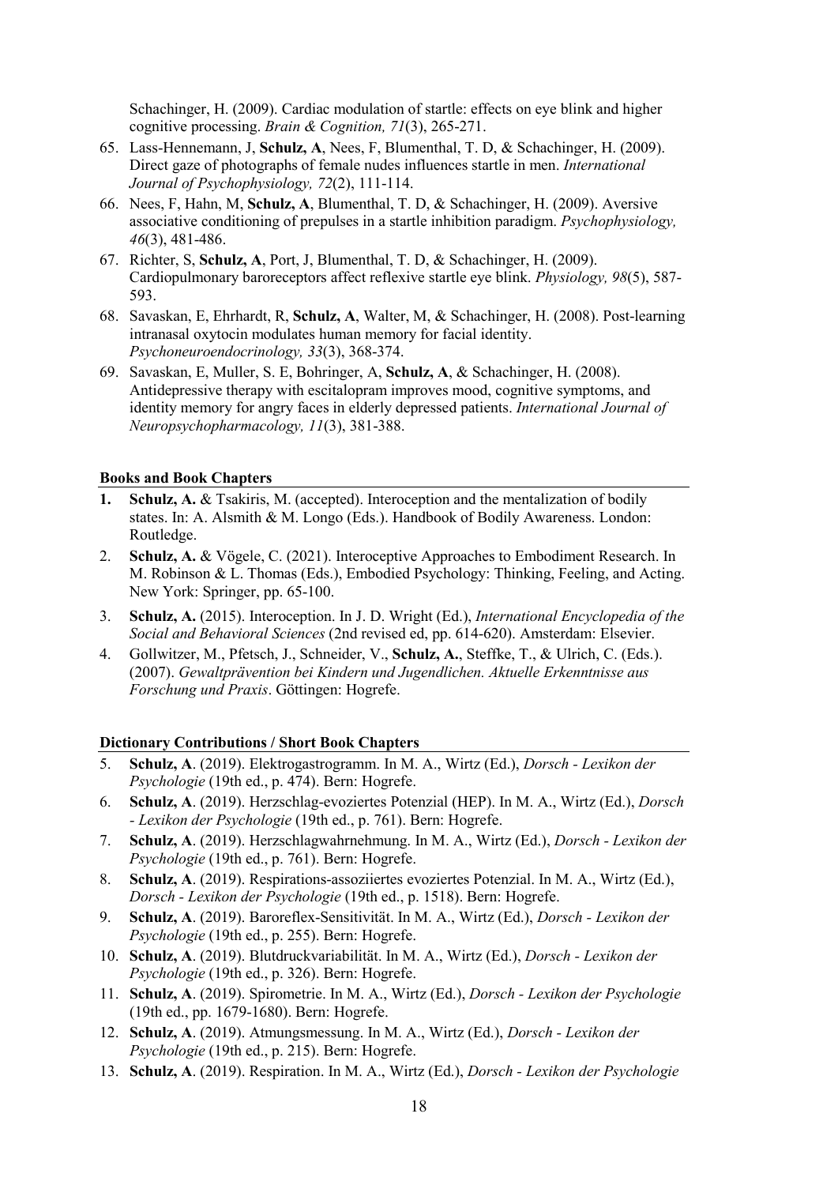Schachinger, H. (2009). Cardiac modulation of startle: effects on eye blink and higher cognitive processing. *Brain & Cognition, 71*(3), 265-271.

65. Lass-Hennemann, J, **Schulz, A**, Nees, F, Blumenthal, T. D, & Schachinger, H. (2009). Direct gaze of photographs of female nudes influences startle in men. *International Journal of Psychophysiology, 72*(2), 111-114.
66. Nees, F, Hahn, M, **Schulz, A**, Blumenthal, T. D, & Schachinger, H. (2009). Aversive associative conditioning of prepulses in a startle inhibition paradigm. *Psychophysiology, 46*(3), 481-486.
67. Richter, S, **Schulz, A**, Port, J, Blumenthal, T. D, & Schachinger, H. (2009). Cardiopulmonary baroreceptors affect reflexive startle eye blink. *Physiology, 98*(5), 587-593.
68. Savaskan, E, Ehrhardt, R, **Schulz, A**, Walter, M, & Schachinger, H. (2008). Post-learning intranasal oxytocin modulates human memory for facial identity. *Psychoneuroendocrinology, 33*(3), 368-374.
69. Savaskan, E, Muller, S. E, Bohringer, A, **Schulz, A**, & Schachinger, H. (2008). Antidepressive therapy with escitalopram improves mood, cognitive symptoms, and identity memory for angry faces in elderly depressed patients. *International Journal of Neuropsychopharmacology, 11*(3), 381-388.

**Books and Book Chapters**

1. **Schulz, A.** & Tsakiris, M. (accepted). Interoception and the mentalization of bodily states. In: A. Alsmith & M. Longo (Eds.). Handbook of Bodily Awareness. London: Routledge.
2. **Schulz, A.** & Vögele, C. (2021). Interoceptive Approaches to Embodiment Research. In M. Robinson & L. Thomas (Eds.), Embodied Psychology: Thinking, Feeling, and Acting. New York: Springer, pp. 65-100.
3. **Schulz, A.** (2015). Interoception. In J. D. Wright (Ed.), *International Encyclopedia of the Social and Behavioral Sciences* (2nd revised ed, pp. 614-620). Amsterdam: Elsevier.
4. Gollwitzer, M., Pfetsch, J., Schneider, V., **Schulz, A.**, Steffke, T., & Ulrich, C. (Eds.). (2007). *Gewaltprävention bei Kindern und Jugendlichen. Aktuelle Erkenntnisse aus Forschung und Praxis*. Göttingen: Hogrefe.

**Dictionary Contributions / Short Book Chapters**

5. **Schulz, A**. (2019). Elektrogastrogramm. In M. A., Wirtz (Ed.), *Dorsch - Lexikon der Psychologie* (19th ed., p. 474). Bern: Hogrefe.
6. **Schulz, A**. (2019). Herzschlag-evoziertes Potenzial (HEP). In M. A., Wirtz (Ed.), *Dorsch - Lexikon der Psychologie* (19th ed., p. 761). Bern: Hogrefe.
7. **Schulz, A**. (2019). Herzschlagwahrnehmung. In M. A., Wirtz (Ed.), *Dorsch - Lexikon der Psychologie* (19th ed., p. 761). Bern: Hogrefe.
8. **Schulz, A**. (2019). Respirations-assoziiertes evoziertes Potenzial. In M. A., Wirtz (Ed.), *Dorsch - Lexikon der Psychologie* (19th ed., p. 1518). Bern: Hogrefe.
9. **Schulz, A**. (2019). Baroreflex-Sensitivität. In M. A., Wirtz (Ed.), *Dorsch - Lexikon der Psychologie* (19th ed., p. 255). Bern: Hogrefe.
10. **Schulz, A**. (2019). Blutdruckvariabilität. In M. A., Wirtz (Ed.), *Dorsch - Lexikon der Psychologie* (19th ed., p. 326). Bern: Hogrefe.
11. **Schulz, A**. (2019). Spirometrie. In M. A., Wirtz (Ed.), *Dorsch - Lexikon der Psychologie* (19th ed., pp. 1679-1680). Bern: Hogrefe.
12. **Schulz, A**. (2019). Atmungsmessung. In M. A., Wirtz (Ed.), *Dorsch - Lexikon der Psychologie* (19th ed., p. 215). Bern: Hogrefe.
13. **Schulz, A**. (2019). Respiration. In M. A., Wirtz (Ed.), *Dorsch - Lexikon der Psychologie*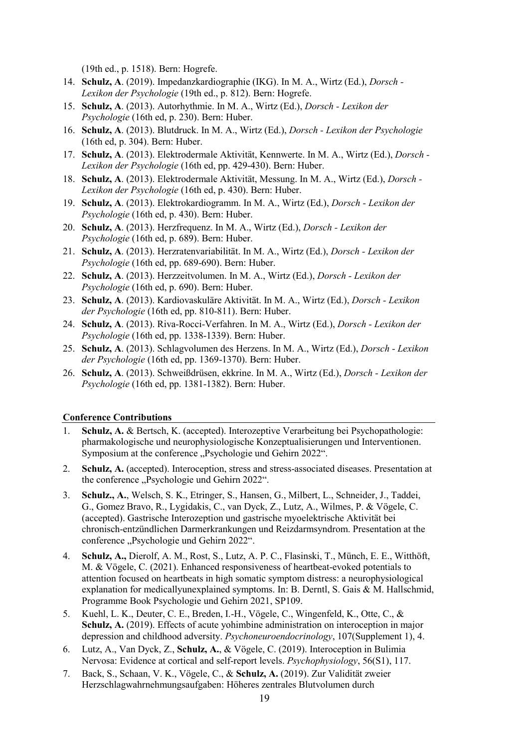(19th ed., p. 1518). Bern: Hogrefe.

14. **Schulz, A**. (2019). Impedanzkardiographie (IKG). In M. A., Wirtz (Ed.), *Dorsch - Lexikon der Psychologie* (19th ed., p. 812). Bern: Hogrefe.
15. **Schulz, A**. (2013). Autorhythmie. In M. A., Wirtz (Ed.), *Dorsch - Lexikon der Psychologie* (16th ed, p. 230). Bern: Huber.
16. **Schulz, A**. (2013). Blutdruck. In M. A., Wirtz (Ed.), *Dorsch - Lexikon der Psychologie* (16th ed, p. 304). Bern: Huber.
17. **Schulz, A**. (2013). Elektrodermale Aktivität, Kennwerte. In M. A., Wirtz (Ed.), *Dorsch - Lexikon der Psychologie* (16th ed, pp. 429-430). Bern: Huber.
18. **Schulz, A**. (2013). Elektrodermale Aktivität, Messung. In M. A., Wirtz (Ed.), *Dorsch - Lexikon der Psychologie* (16th ed, p. 430). Bern: Huber.
19. **Schulz, A**. (2013). Elektrokardiogramm. In M. A., Wirtz (Ed.), *Dorsch - Lexikon der Psychologie* (16th ed, p. 430). Bern: Huber.
20. **Schulz, A**. (2013). Herzfrequenz. In M. A., Wirtz (Ed.), *Dorsch - Lexikon der Psychologie* (16th ed, p. 689). Bern: Huber.
21. **Schulz, A**. (2013). Herzratenvariabilität. In M. A., Wirtz (Ed.), *Dorsch - Lexikon der Psychologie* (16th ed, pp. 689-690). Bern: Huber.
22. **Schulz, A**. (2013). Herzzeitvolumen. In M. A., Wirtz (Ed.), *Dorsch - Lexikon der Psychologie* (16th ed, p. 690). Bern: Huber.
23. **Schulz, A**. (2013). Kardiovaskuläre Aktivität. In M. A., Wirtz (Ed.), *Dorsch - Lexikon der Psychologie* (16th ed, pp. 810-811). Bern: Huber.
24. **Schulz, A**. (2013). Riva-Rocci-Verfahren. In M. A., Wirtz (Ed.), *Dorsch - Lexikon der Psychologie* (16th ed, pp. 1338-1339). Bern: Huber.
25. **Schulz, A**. (2013). Schlagvolumen des Herzens. In M. A., Wirtz (Ed.), *Dorsch - Lexikon der Psychologie* (16th ed, pp. 1369-1370). Bern: Huber.
26. **Schulz, A**. (2013). Schweißdrüsen, ekkrine. In M. A., Wirtz (Ed.), *Dorsch - Lexikon der Psychologie* (16th ed, pp. 1381-1382). Bern: Huber.

**Conference Contributions**

1. **Schulz, A.** & Bertsch, K. (accepted). Interozeptive Verarbeitung bei Psychopathologie: pharmakologische und neurophysiologische Konzeptualisierungen und Interventionen. Symposium at the conference „Psychologie und Gehirn 2022".
2. **Schulz, A.** (accepted). Interoception, stress and stress-associated diseases. Presentation at the conference „Psychologie und Gehirn 2022".
3. **Schulz., A.**, Welsch, S. K., Etringer, S., Hansen, G., Milbert, L., Schneider, J., Taddei, G., Gomez Bravo, R., Lygidakis, C., van Dyck, Z., Lutz, A., Wilmes, P. & Vögele, C. (accepted). Gastrische Interozeption und gastrische myoelektrische Aktivität bei chronisch-entzündlichen Darmerkrankungen und Reizdarmsyndrom. Presentation at the conference „Psychologie und Gehirn 2022".
4. **Schulz, A.,** Dierolf, A. M., Rost, S., Lutz, A. P. C., Flasinski, T., Münch, E. E., Witthöft, M. & Vögele, C. (2021). Enhanced responsiveness of heartbeat-evoked potentials to attention focused on heartbeats in high somatic symptom distress: a neurophysiological explanation for medicallyunexplained symptoms. In: B. Derntl, S. Gais & M. Hallschmid, Programme Book Psychologie und Gehirn 2021, SP109.
5. Kuehl, L. K., Deuter, C. E., Breden, I.-H., Vögele, C., Wingenfeld, K., Otte, C., & **Schulz, A.** (2019). Effects of acute yohimbine administration on interoception in major depression and childhood adversity. *Psychoneuroendocrinology*, 107(Supplement 1), 4.
6. Lutz, A., Van Dyck, Z., **Schulz, A.**, & Vögele, C. (2019). Interoception in Bulimia Nervosa: Evidence at cortical and self-report levels. *Psychophysiology*, 56(S1), 117.
7. Back, S., Schaan, V. K., Vögele, C., & **Schulz, A.** (2019). Zur Validität zweier Herzschlagwahrnehmungsaufgaben: Höheres zentrales Blutvolumen durch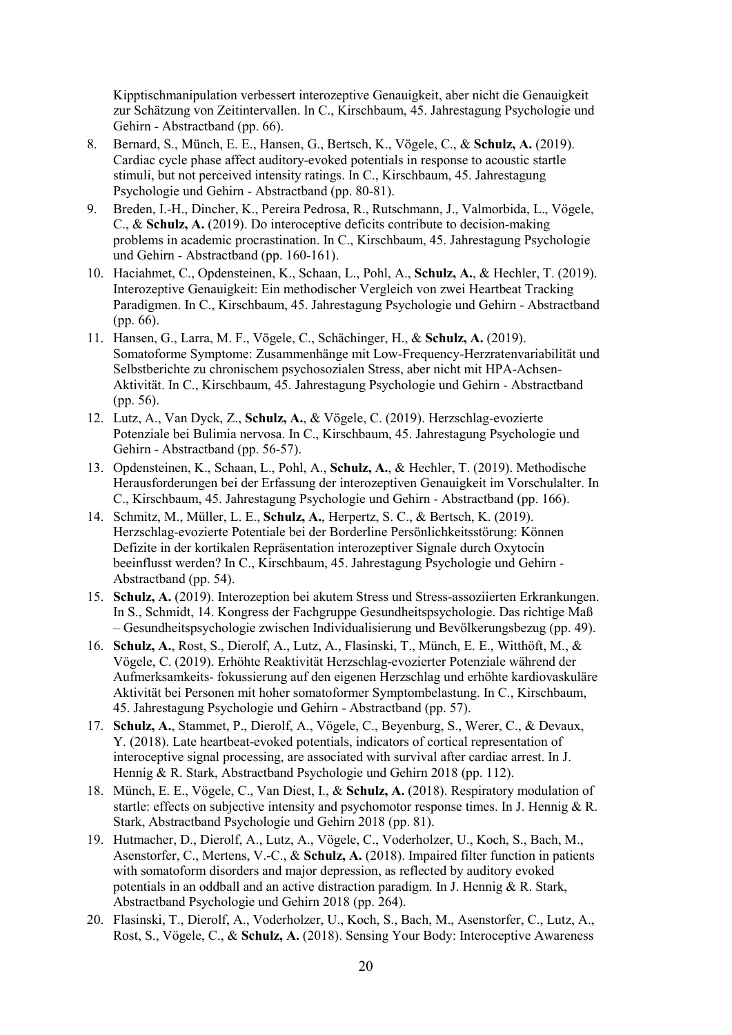Kipptischmanipulation verbessert interozeptive Genauigkeit, aber nicht die Genauigkeit zur Schätzung von Zeitintervallen. In C., Kirschbaum, 45. Jahrestagung Psychologie und Gehirn - Abstractband (pp. 66).

8. Bernard, S., Münch, E. E., Hansen, G., Bertsch, K., Vögele, C., & **Schulz, A.** (2019). Cardiac cycle phase affect auditory-evoked potentials in response to acoustic startle stimuli, but not perceived intensity ratings. In C., Kirschbaum, 45. Jahrestagung Psychologie und Gehirn - Abstractband (pp. 80-81).
9. Breden, I.-H., Dincher, K., Pereira Pedrosa, R., Rutschmann, J., Valmorbida, L., Vögele, C., & **Schulz, A.** (2019). Do interoceptive deficits contribute to decision-making problems in academic procrastination. In C., Kirschbaum, 45. Jahrestagung Psychologie und Gehirn - Abstractband (pp. 160-161).
10. Haciahmet, C., Opdensteinen, K., Schaan, L., Pohl, A., **Schulz, A.**, & Hechler, T. (2019). Interozeptive Genauigkeit: Ein methodischer Vergleich von zwei Heartbeat Tracking Paradigmen. In C., Kirschbaum, 45. Jahrestagung Psychologie und Gehirn - Abstractband (pp. 66).
11. Hansen, G., Larra, M. F., Vögele, C., Schächinger, H., & **Schulz, A.** (2019). Somatoforme Symptome: Zusammenhänge mit Low-Frequency-Herzratenvariabilität und Selbstberichte zu chronischem psychosozialen Stress, aber nicht mit HPA-Achsen-Aktivität. In C., Kirschbaum, 45. Jahrestagung Psychologie und Gehirn - Abstractband (pp. 56).
12. Lutz, A., Van Dyck, Z., **Schulz, A.**, & Vögele, C. (2019). Herzschlag-evozierte Potenziale bei Bulimia nervosa. In C., Kirschbaum, 45. Jahrestagung Psychologie und Gehirn - Abstractband (pp. 56-57).
13. Opdensteinen, K., Schaan, L., Pohl, A., **Schulz, A.**, & Hechler, T. (2019). Methodische Herausforderungen bei der Erfassung der interozeptiven Genauigkeit im Vorschulalter. In C., Kirschbaum, 45. Jahrestagung Psychologie und Gehirn - Abstractband (pp. 166).
14. Schmitz, M., Müller, L. E., **Schulz, A.**, Herpertz, S. C., & Bertsch, K. (2019). Herzschlag-evozierte Potentiale bei der Borderline Persönlichkeitsstörung: Können Defizite in der kortikalen Repräsentation interozeptiver Signale durch Oxytocin beeinflusst werden? In C., Kirschbaum, 45. Jahrestagung Psychologie und Gehirn - Abstractband (pp. 54).
15. **Schulz, A.** (2019). Interozeption bei akutem Stress und Stress-assoziierten Erkrankungen. In S., Schmidt, 14. Kongress der Fachgruppe Gesundheitspsychologie. Das richtige Maß – Gesundheitspsychologie zwischen Individualisierung und Bevölkerungsbezug (pp. 49).
16. **Schulz, A.**, Rost, S., Dierolf, A., Lutz, A., Flasinski, T., Münch, E. E., Witthöft, M., & Vögele, C. (2019). Erhöhte Reaktivität Herzschlag-evozierter Potenziale während der Aufmerksamkeits- fokussierung auf den eigenen Herzschlag und erhöhte kardiovaskuläre Aktivität bei Personen mit hoher somatoformer Symptombelastung. In C., Kirschbaum, 45. Jahrestagung Psychologie und Gehirn - Abstractband (pp. 57).
17. **Schulz, A.**, Stammet, P., Dierolf, A., Vögele, C., Beyenburg, S., Werer, C., & Devaux, Y. (2018). Late heartbeat-evoked potentials, indicators of cortical representation of interoceptive signal processing, are associated with survival after cardiac arrest. In J. Hennig & R. Stark, Abstractband Psychologie und Gehirn 2018 (pp. 112).
18. Münch, E. E., Vögele, C., Van Diest, I., & **Schulz, A.** (2018). Respiratory modulation of startle: effects on subjective intensity and psychomotor response times. In J. Hennig & R. Stark, Abstractband Psychologie und Gehirn 2018 (pp. 81).
19. Hutmacher, D., Dierolf, A., Lutz, A., Vögele, C., Voderholzer, U., Koch, S., Bach, M., Asenstorfer, C., Mertens, V.-C., & **Schulz, A.** (2018). Impaired filter function in patients with somatoform disorders and major depression, as reflected by auditory evoked potentials in an oddball and an active distraction paradigm. In J. Hennig & R. Stark, Abstractband Psychologie und Gehirn 2018 (pp. 264).
20. Flasinski, T., Dierolf, A., Voderholzer, U., Koch, S., Bach, M., Asenstorfer, C., Lutz, A., Rost, S., Vögele, C., & **Schulz, A.** (2018). Sensing Your Body: Interoceptive Awareness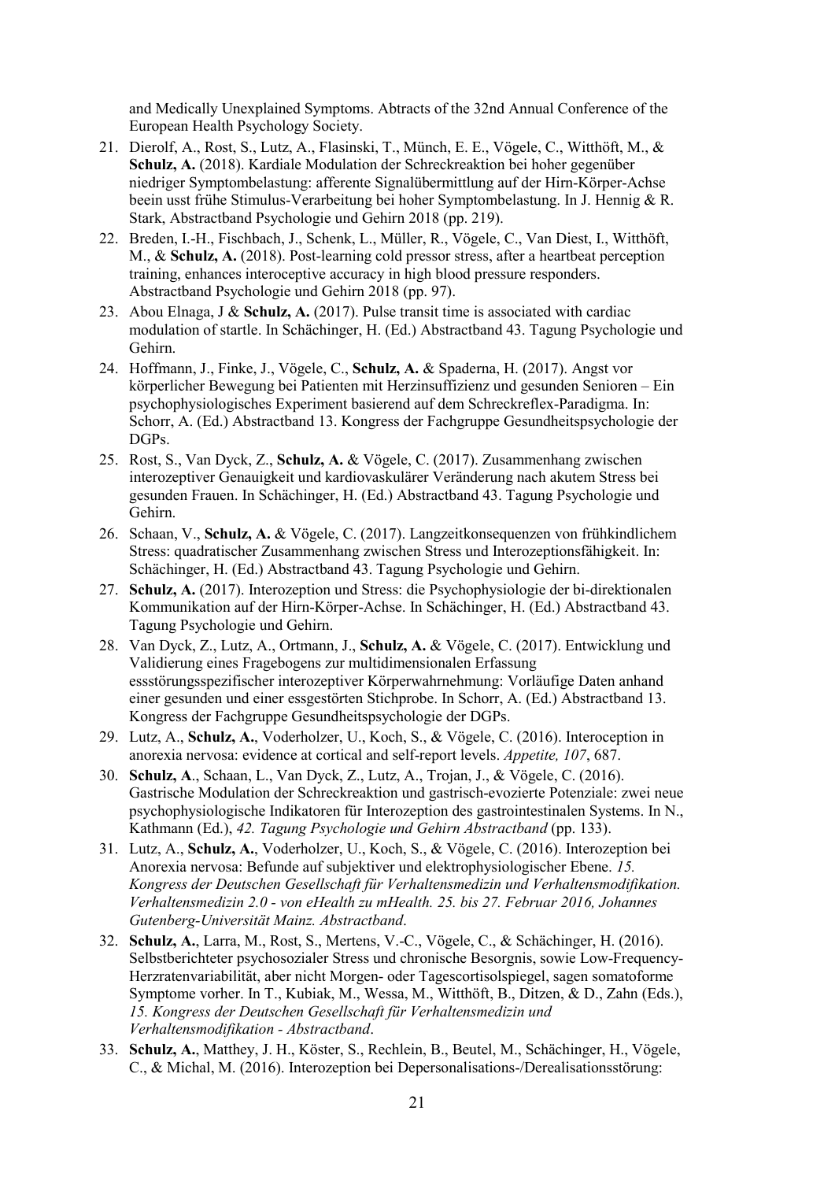and Medically Unexplained Symptoms. Abtracts of the 32nd Annual Conference of the European Health Psychology Society.

21. Dierolf, A., Rost, S., Lutz, A., Flasinski, T., Münch, E. E., Vögele, C., Witthöft, M., & **Schulz, A.** (2018). Kardiale Modulation der Schreckreaktion bei hoher gegenüber niedriger Symptombelastung: afferente Signalübermittlung auf der Hirn-Körper-Achse beein usst frühe Stimulus-Verarbeitung bei hoher Symptombelastung. In J. Hennig & R. Stark, Abstractband Psychologie und Gehirn 2018 (pp. 219).
22. Breden, I.-H., Fischbach, J., Schenk, L., Müller, R., Vögele, C., Van Diest, I., Witthöft, M., & **Schulz, A.** (2018). Post-learning cold pressor stress, after a heartbeat perception training, enhances interoceptive accuracy in high blood pressure responders. Abstractband Psychologie und Gehirn 2018 (pp. 97).
23. Abou Elnaga, J & **Schulz, A.** (2017). Pulse transit time is associated with cardiac modulation of startle. In Schächinger, H. (Ed.) Abstractband 43. Tagung Psychologie und Gehirn.
24. Hoffmann, J., Finke, J., Vögele, C., **Schulz, A.** & Spaderna, H. (2017). Angst vor körperlicher Bewegung bei Patienten mit Herzinsuffizienz und gesunden Senioren – Ein psychophysiologisches Experiment basierend auf dem Schreckreflex-Paradigma. In: Schorr, A. (Ed.) Abstractband 13. Kongress der Fachgruppe Gesundheitspsychologie der DGPs.
25. Rost, S., Van Dyck, Z., **Schulz, A.** & Vögele, C. (2017). Zusammenhang zwischen interozeptiver Genauigkeit und kardiovaskulärer Veränderung nach akutem Stress bei gesunden Frauen. In Schächinger, H. (Ed.) Abstractband 43. Tagung Psychologie und Gehirn.
26. Schaan, V., **Schulz, A.** & Vögele, C. (2017). Langzeitkonsequenzen von frühkindlichem Stress: quadratischer Zusammenhang zwischen Stress und Interozeptionsfähigkeit. In: Schächinger, H. (Ed.) Abstractband 43. Tagung Psychologie und Gehirn.
27. **Schulz, A.** (2017). Interozeption und Stress: die Psychophysiologie der bi-direktionalen Kommunikation auf der Hirn-Körper-Achse. In Schächinger, H. (Ed.) Abstractband 43. Tagung Psychologie und Gehirn.
28. Van Dyck, Z., Lutz, A., Ortmann, J., **Schulz, A.** & Vögele, C. (2017). Entwicklung und Validierung eines Fragebogens zur multidimensionalen Erfassung essstörungsspezifischer interozeptiver Körperwahrnehmung: Vorläufige Daten anhand einer gesunden und einer essgestörten Stichprobe. In Schorr, A. (Ed.) Abstractband 13. Kongress der Fachgruppe Gesundheitspsychologie der DGPs.
29. Lutz, A., **Schulz, A.**, Voderholzer, U., Koch, S., & Vögele, C. (2016). Interoception in anorexia nervosa: evidence at cortical and self-report levels. *Appetite, 107*, 687.
30. **Schulz, A**., Schaan, L., Van Dyck, Z., Lutz, A., Trojan, J., & Vögele, C. (2016). Gastrische Modulation der Schreckreaktion und gastrisch-evozierte Potenziale: zwei neue psychophysiologische Indikatoren für Interozeption des gastrointestinalen Systems. In N., Kathmann (Ed.), *42. Tagung Psychologie und Gehirn Abstractband* (pp. 133).
31. Lutz, A., **Schulz, A.**, Voderholzer, U., Koch, S., & Vögele, C. (2016). Interozeption bei Anorexia nervosa: Befunde auf subjektiver und elektrophysiologischer Ebene. *15. Kongress der Deutschen Gesellschaft für Verhaltensmedizin und Verhaltensmodifikation. Verhaltensmedizin 2.0 - von eHealth zu mHealth. 25. bis 27. Februar 2016, Johannes Gutenberg-Universität Mainz. Abstractband*.
32. **Schulz, A.**, Larra, M., Rost, S., Mertens, V.-C., Vögele, C., & Schächinger, H. (2016). Selbstberichteter psychosozialer Stress und chronische Besorgnis, sowie Low-Frequency-Herzratenvariabilität, aber nicht Morgen- oder Tagescortisolspiegel, sagen somatoforme Symptome vorher. In T., Kubiak, M., Wessa, M., Witthöft, B., Ditzen, & D., Zahn (Eds.), *15. Kongress der Deutschen Gesellschaft für Verhaltensmedizin und Verhaltensmodifikation - Abstractband*.
33. **Schulz, A.**, Matthey, J. H., Köster, S., Rechlein, B., Beutel, M., Schächinger, H., Vögele, C., & Michal, M. (2016). Interozeption bei Depersonalisations-/Derealisationsstörung: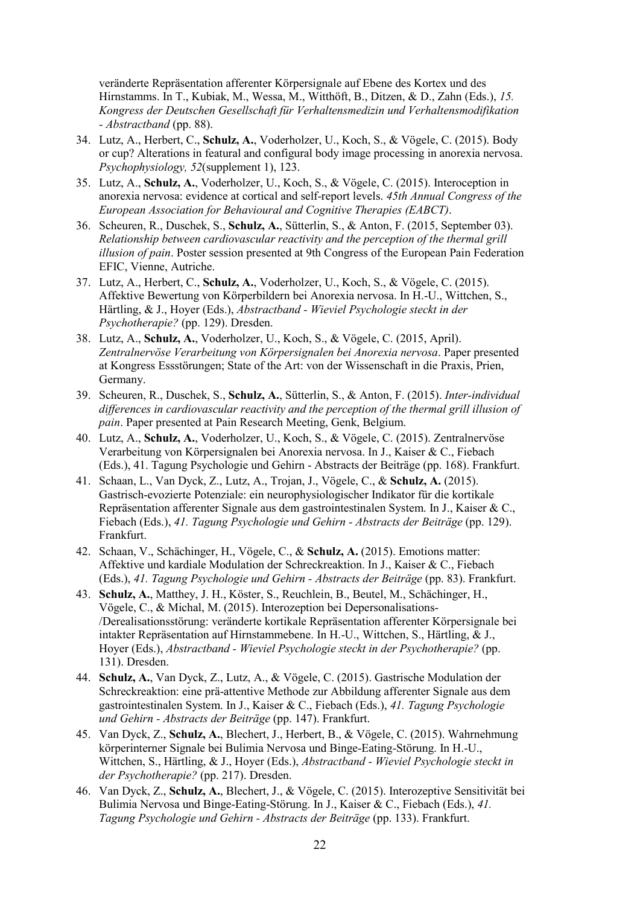veränderte Repräsentation afferenter Körpersignale auf Ebene des Kortex und des Hirnstamms. In T., Kubiak, M., Wessa, M., Witthöft, B., Ditzen, & D., Zahn (Eds.), *15. Kongress der Deutschen Gesellschaft für Verhaltensmedizin und Verhaltensmodifikation - Abstractband* (pp. 88).

34. Lutz, A., Herbert, C., **Schulz, A.**, Voderholzer, U., Koch, S., & Vögele, C. (2015). Body or cup? Alterations in featural and configural body image processing in anorexia nervosa. *Psychophysiology, 52*(supplement 1), 123.
35. Lutz, A., **Schulz, A.**, Voderholzer, U., Koch, S., & Vögele, C. (2015). Interoception in anorexia nervosa: evidence at cortical and self-report levels. *45th Annual Congress of the European Association for Behavioural and Cognitive Therapies (EABCT)*.
36. Scheuren, R., Duschek, S., **Schulz, A.**, Sütterlin, S., & Anton, F. (2015, September 03). *Relationship between cardiovascular reactivity and the perception of the thermal grill illusion of pain*. Poster session presented at 9th Congress of the European Pain Federation EFIC, Vienne, Autriche.
37. Lutz, A., Herbert, C., **Schulz, A.**, Voderholzer, U., Koch, S., & Vögele, C. (2015). Affektive Bewertung von Körperbildern bei Anorexia nervosa. In H.-U., Wittchen, S., Härtling, & J., Hoyer (Eds.), *Abstractband - Wieviel Psychologie steckt in der Psychotherapie?* (pp. 129). Dresden.
38. Lutz, A., **Schulz, A.**, Voderholzer, U., Koch, S., & Vögele, C. (2015, April). *Zentralnervöse Verarbeitung von Körpersignalen bei Anorexia nervosa*. Paper presented at Kongress Essstörungen; State of the Art: von der Wissenschaft in die Praxis, Prien, Germany.
39. Scheuren, R., Duschek, S., **Schulz, A.**, Sütterlin, S., & Anton, F. (2015). *Inter-individual differences in cardiovascular reactivity and the perception of the thermal grill illusion of pain*. Paper presented at Pain Research Meeting, Genk, Belgium.
40. Lutz, A., **Schulz, A.**, Voderholzer, U., Koch, S., & Vögele, C. (2015). Zentralnervöse Verarbeitung von Körpersignalen bei Anorexia nervosa. In J., Kaiser & C., Fiebach (Eds.), 41. Tagung Psychologie und Gehirn - Abstracts der Beiträge (pp. 168). Frankfurt.
41. Schaan, L., Van Dyck, Z., Lutz, A., Trojan, J., Vögele, C., & **Schulz, A.** (2015). Gastrisch-evozierte Potenziale: ein neurophysiologischer Indikator für die kortikale Repräsentation afferenter Signale aus dem gastrointestinalen System. In J., Kaiser & C., Fiebach (Eds.), *41. Tagung Psychologie und Gehirn - Abstracts der Beiträge* (pp. 129). Frankfurt.
42. Schaan, V., Schächinger, H., Vögele, C., & **Schulz, A.** (2015). Emotions matter: Affektive und kardiale Modulation der Schreckreaktion. In J., Kaiser & C., Fiebach (Eds.), *41. Tagung Psychologie und Gehirn - Abstracts der Beiträge* (pp. 83). Frankfurt.
43. **Schulz, A.**, Matthey, J. H., Köster, S., Reuchlein, B., Beutel, M., Schächinger, H., Vögele, C., & Michal, M. (2015). Interozeption bei Depersonalisations- /Derealisationsstörung: veränderte kortikale Repräsentation afferenter Körpersignale bei intakter Repräsentation auf Hirnstammebene. In H.-U., Wittchen, S., Härtling, & J., Hoyer (Eds.), *Abstractband - Wieviel Psychologie steckt in der Psychotherapie?* (pp. 131). Dresden.
44. **Schulz, A.**, Van Dyck, Z., Lutz, A., & Vögele, C. (2015). Gastrische Modulation der Schreckreaktion: eine prä-attentive Methode zur Abbildung afferenter Signale aus dem gastrointestinalen System. In J., Kaiser & C., Fiebach (Eds.), *41. Tagung Psychologie und Gehirn - Abstracts der Beiträge* (pp. 147). Frankfurt.
45. Van Dyck, Z., **Schulz, A.**, Blechert, J., Herbert, B., & Vögele, C. (2015). Wahrnehmung körperinterner Signale bei Bulimia Nervosa und Binge-Eating-Störung. In H.-U., Wittchen, S., Härtling, & J., Hoyer (Eds.), *Abstractband - Wieviel Psychologie steckt in der Psychotherapie?* (pp. 217). Dresden.
46. Van Dyck, Z., **Schulz, A.**, Blechert, J., & Vögele, C. (2015). Interozeptive Sensitivität bei Bulimia Nervosa und Binge-Eating-Störung. In J., Kaiser & C., Fiebach (Eds.), *41. Tagung Psychologie und Gehirn - Abstracts der Beiträge* (pp. 133). Frankfurt.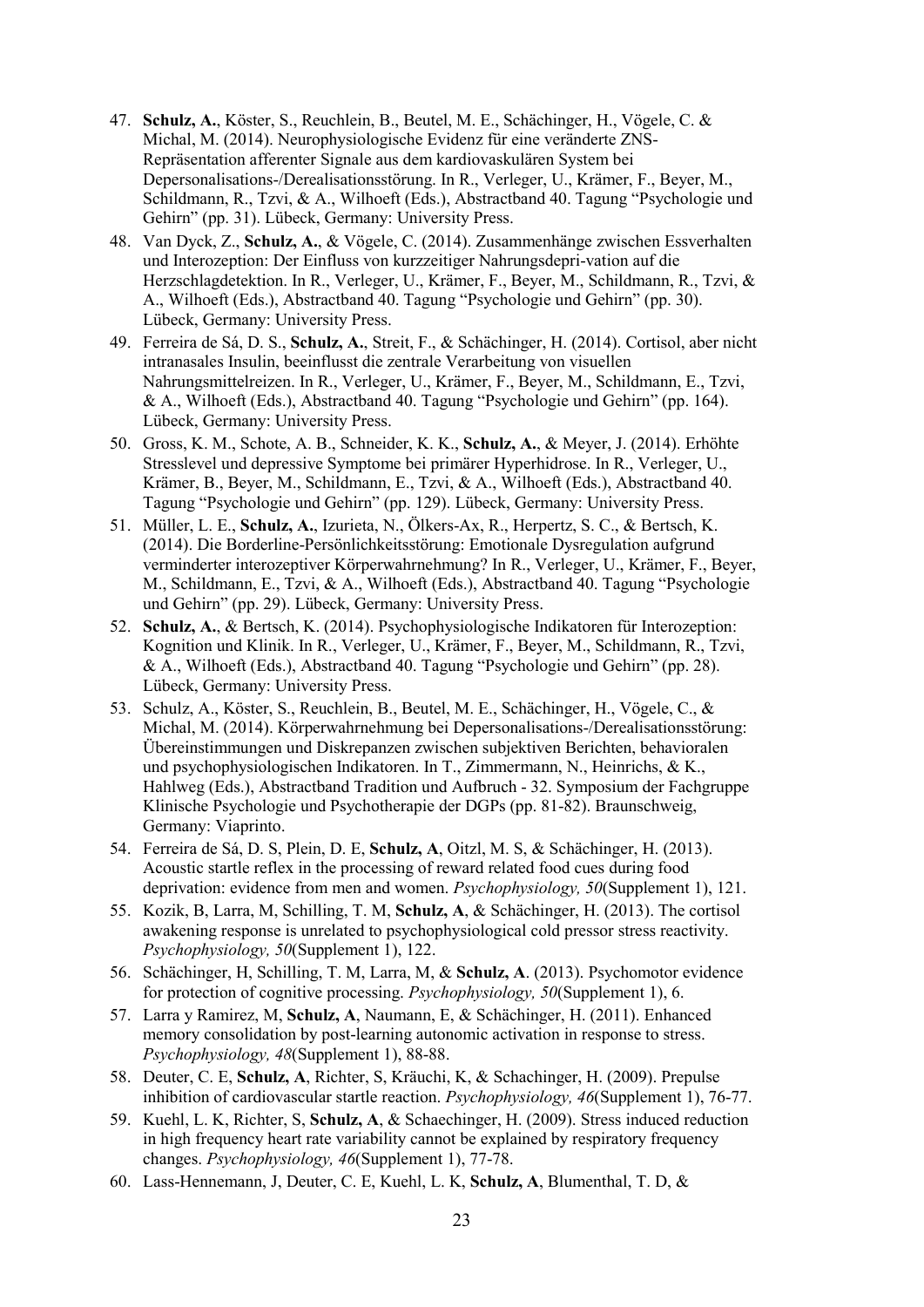47. **Schulz, A.**, Köster, S., Reuchlein, B., Beutel, M. E., Schächinger, H., Vögele, C. & Michal, M. (2014). Neurophysiologische Evidenz für eine veränderte ZNS-Repräsentation afferenter Signale aus dem kardiovaskulären System bei Depersonalisations-/Derealisationsstörung. In R., Verleger, U., Krämer, F., Beyer, M., Schildmann, R., Tzvi, & A., Wilhoeft (Eds.), Abstractband 40. Tagung "Psychologie und Gehirn" (pp. 31). Lübeck, Germany: University Press.
48. Van Dyck, Z., **Schulz, A.**, & Vögele, C. (2014). Zusammenhänge zwischen Essverhalten und Interozeption: Der Einfluss von kurzzeitiger Nahrungsdepri-vation auf die Herzschlagdetektion. In R., Verleger, U., Krämer, F., Beyer, M., Schildmann, R., Tzvi, & A., Wilhoeft (Eds.), Abstractband 40. Tagung "Psychologie und Gehirn" (pp. 30). Lübeck, Germany: University Press.
49. Ferreira de Sá, D. S., **Schulz, A.**, Streit, F., & Schächinger, H. (2014). Cortisol, aber nicht intranasales Insulin, beeinflusst die zentrale Verarbeitung von visuellen Nahrungsmittelreizen. In R., Verleger, U., Krämer, F., Beyer, M., Schildmann, E., Tzvi, & A., Wilhoeft (Eds.), Abstractband 40. Tagung "Psychologie und Gehirn" (pp. 164). Lübeck, Germany: University Press.
50. Gross, K. M., Schote, A. B., Schneider, K. K., **Schulz, A.**, & Meyer, J. (2014). Erhöhte Stresslevel und depressive Symptome bei primärer Hyperhidrose. In R., Verleger, U., Krämer, B., Beyer, M., Schildmann, E., Tzvi, & A., Wilhoeft (Eds.), Abstractband 40. Tagung "Psychologie und Gehirn" (pp. 129). Lübeck, Germany: University Press.
51. Müller, L. E., **Schulz, A.**, Izurieta, N., Ölkers-Ax, R., Herpertz, S. C., & Bertsch, K. (2014). Die Borderline-Persönlichkeitsstörung: Emotionale Dysregulation aufgrund verminderter interozeptiver Körperwahrnehmung? In R., Verleger, U., Krämer, F., Beyer, M., Schildmann, E., Tzvi, & A., Wilhoeft (Eds.), Abstractband 40. Tagung "Psychologie und Gehirn" (pp. 29). Lübeck, Germany: University Press.
52. **Schulz, A.**, & Bertsch, K. (2014). Psychophysiologische Indikatoren für Interozeption: Kognition und Klinik. In R., Verleger, U., Krämer, F., Beyer, M., Schildmann, R., Tzvi, & A., Wilhoeft (Eds.), Abstractband 40. Tagung "Psychologie und Gehirn" (pp. 28). Lübeck, Germany: University Press.
53. Schulz, A., Köster, S., Reuchlein, B., Beutel, M. E., Schächinger, H., Vögele, C., & Michal, M. (2014). Körperwahrnehmung bei Depersonalisations-/Derealisationsstörung: Übereinstimmungen und Diskrepanzen zwischen subjektiven Berichten, behavioralen und psychophysiologischen Indikatoren. In T., Zimmermann, N., Heinrichs, & K., Hahlweg (Eds.), Abstractband Tradition und Aufbruch - 32. Symposium der Fachgruppe Klinische Psychologie und Psychotherapie der DGPs (pp. 81-82). Braunschweig, Germany: Viaprinto.
54. Ferreira de Sá, D. S, Plein, D. E, **Schulz, A**, Oitzl, M. S, & Schächinger, H. (2013). Acoustic startle reflex in the processing of reward related food cues during food deprivation: evidence from men and women. *Psychophysiology, 50*(Supplement 1), 121.
55. Kozik, B, Larra, M, Schilling, T. M, **Schulz, A**, & Schächinger, H. (2013). The cortisol awakening response is unrelated to psychophysiological cold pressor stress reactivity. *Psychophysiology, 50*(Supplement 1), 122.
56. Schächinger, H, Schilling, T. M, Larra, M, & **Schulz, A**. (2013). Psychomotor evidence for protection of cognitive processing. *Psychophysiology, 50*(Supplement 1), 6.
57. Larra y Ramirez, M, **Schulz, A**, Naumann, E, & Schächinger, H. (2011). Enhanced memory consolidation by post-learning autonomic activation in response to stress. *Psychophysiology, 48*(Supplement 1), 88-88.
58. Deuter, C. E, **Schulz, A**, Richter, S, Kräuchi, K, & Schachinger, H. (2009). Prepulse inhibition of cardiovascular startle reaction. *Psychophysiology, 46*(Supplement 1), 76-77.
59. Kuehl, L. K, Richter, S, **Schulz, A**, & Schaechinger, H. (2009). Stress induced reduction in high frequency heart rate variability cannot be explained by respiratory frequency changes. *Psychophysiology, 46*(Supplement 1), 77-78.
60. Lass-Hennemann, J, Deuter, C. E, Kuehl, L. K, **Schulz, A**, Blumenthal, T. D, &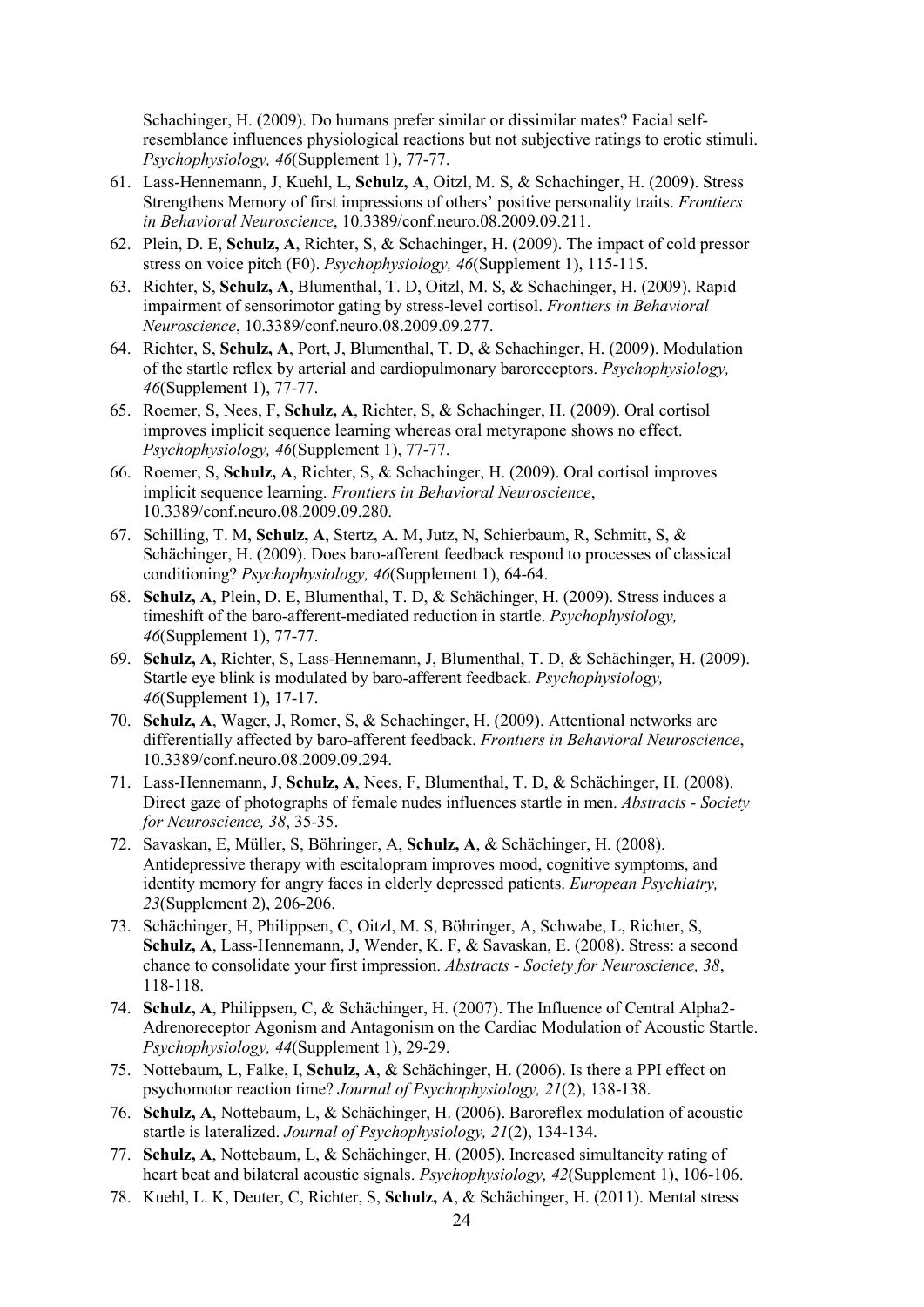Schachinger, H. (2009). Do humans prefer similar or dissimilar mates? Facial self-resemblance influences physiological reactions but not subjective ratings to erotic stimuli. *Psychophysiology, 46*(Supplement 1), 77-77.

61. Lass-Hennemann, J, Kuehl, L, **Schulz, A**, Oitzl, M. S, & Schachinger, H. (2009). Stress Strengthens Memory of first impressions of others' positive personality traits. *Frontiers in Behavioral Neuroscience*, 10.3389/conf.neuro.08.2009.09.211.
62. Plein, D. E, **Schulz, A**, Richter, S, & Schachinger, H. (2009). The impact of cold pressor stress on voice pitch (F0). *Psychophysiology, 46*(Supplement 1), 115-115.
63. Richter, S, **Schulz, A**, Blumenthal, T. D, Oitzl, M. S, & Schachinger, H. (2009). Rapid impairment of sensorimotor gating by stress-level cortisol. *Frontiers in Behavioral Neuroscience*, 10.3389/conf.neuro.08.2009.09.277.
64. Richter, S, **Schulz, A**, Port, J, Blumenthal, T. D, & Schachinger, H. (2009). Modulation of the startle reflex by arterial and cardiopulmonary baroreceptors. *Psychophysiology, 46*(Supplement 1), 77-77.
65. Roemer, S, Nees, F, **Schulz, A**, Richter, S, & Schachinger, H. (2009). Oral cortisol improves implicit sequence learning whereas oral metyrapone shows no effect. *Psychophysiology, 46*(Supplement 1), 77-77.
66. Roemer, S, **Schulz, A**, Richter, S, & Schachinger, H. (2009). Oral cortisol improves implicit sequence learning. *Frontiers in Behavioral Neuroscience*, 10.3389/conf.neuro.08.2009.09.280.
67. Schilling, T. M, **Schulz, A**, Stertz, A. M, Jutz, N, Schierbaum, R, Schmitt, S, & Schächinger, H. (2009). Does baro-afferent feedback respond to processes of classical conditioning? *Psychophysiology, 46*(Supplement 1), 64-64.
68. **Schulz, A**, Plein, D. E, Blumenthal, T. D, & Schächinger, H. (2009). Stress induces a timeshift of the baro-afferent-mediated reduction in startle. *Psychophysiology, 46*(Supplement 1), 77-77.
69. **Schulz, A**, Richter, S, Lass-Hennemann, J, Blumenthal, T. D, & Schächinger, H. (2009). Startle eye blink is modulated by baro-afferent feedback. *Psychophysiology, 46*(Supplement 1), 17-17.
70. **Schulz, A**, Wager, J, Romer, S, & Schachinger, H. (2009). Attentional networks are differentially affected by baro-afferent feedback. *Frontiers in Behavioral Neuroscience*, 10.3389/conf.neuro.08.2009.09.294.
71. Lass-Hennemann, J, **Schulz, A**, Nees, F, Blumenthal, T. D, & Schächinger, H. (2008). Direct gaze of photographs of female nudes influences startle in men. *Abstracts - Society for Neuroscience, 38*, 35-35.
72. Savaskan, E, Müller, S, Böhringer, A, **Schulz, A**, & Schächinger, H. (2008). Antidepressive therapy with escitalopram improves mood, cognitive symptoms, and identity memory for angry faces in elderly depressed patients. *European Psychiatry, 23*(Supplement 2), 206-206.
73. Schächinger, H, Philippsen, C, Oitzl, M. S, Böhringer, A, Schwabe, L, Richter, S, **Schulz, A**, Lass-Hennemann, J, Wender, K. F, & Savaskan, E. (2008). Stress: a second chance to consolidate your first impression. *Abstracts - Society for Neuroscience, 38*, 118-118.
74. **Schulz, A**, Philippsen, C, & Schächinger, H. (2007). The Influence of Central Alpha2-Adrenoreceptor Agonism and Antagonism on the Cardiac Modulation of Acoustic Startle. *Psychophysiology, 44*(Supplement 1), 29-29.
75. Nottebaum, L, Falke, I, **Schulz, A**, & Schächinger, H. (2006). Is there a PPI effect on psychomotor reaction time? *Journal of Psychophysiology, 21*(2), 138-138.
76. **Schulz, A**, Nottebaum, L, & Schächinger, H. (2006). Baroreflex modulation of acoustic startle is lateralized. *Journal of Psychophysiology, 21*(2), 134-134.
77. **Schulz, A**, Nottebaum, L, & Schächinger, H. (2005). Increased simultaneity rating of heart beat and bilateral acoustic signals. *Psychophysiology, 42*(Supplement 1), 106-106.
78. Kuehl, L. K, Deuter, C, Richter, S, **Schulz, A**, & Schächinger, H. (2011). Mental stress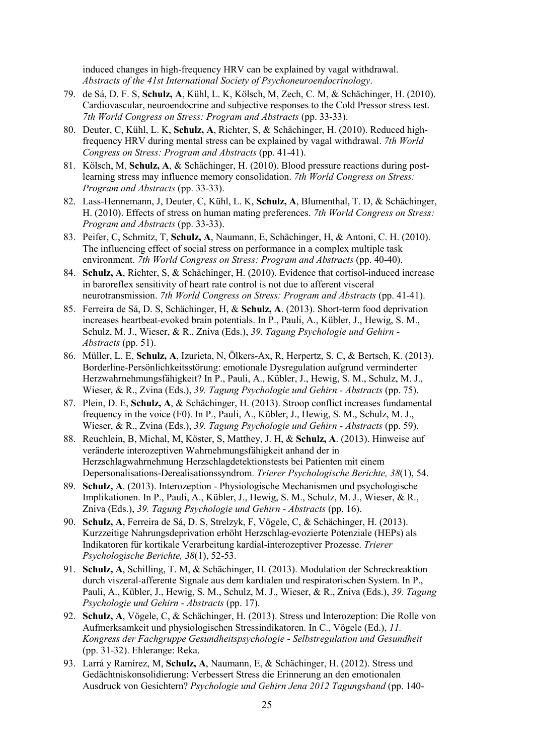induced changes in high-frequency HRV can be explained by vagal withdrawal. *Abstracts of the 41st International Society of Psychoneuroendocrinology*.

79. de Sá, D. F. S, **Schulz, A**, Kühl, L. K, Kölsch, M, Zech, C. M, & Schächinger, H. (2010). Cardiovascular, neuroendocrine and subjective responses to the Cold Pressor stress test. *7th World Congress on Stress: Program and Abstracts* (pp. 33-33).
80. Deuter, C, Kühl, L. K, **Schulz, A**, Richter, S, & Schächinger, H. (2010). Reduced high-frequency HRV during mental stress can be explained by vagal withdrawal. *7th World Congress on Stress: Program and Abstracts* (pp. 41-41).
81. Kölsch, M, **Schulz, A**, & Schächinger, H. (2010). Blood pressure reactions during post-learning stress may influence memory consolidation. *7th World Congress on Stress: Program and Abstracts* (pp. 33-33).
82. Lass-Hennemann, J, Deuter, C, Kühl, L. K, **Schulz, A**, Blumenthal, T. D, & Schächinger, H. (2010). Effects of stress on human mating preferences. *7th World Congress on Stress: Program and Abstracts* (pp. 33-33).
83. Peifer, C, Schmitz, T, **Schulz, A**, Naumann, E, Schächinger, H, & Antoni, C. H. (2010). The influencing effect of social stress on performance in a complex multiple task environment. *7th World Congress on Stress: Program and Abstracts* (pp. 40-40).
84. **Schulz, A**, Richter, S, & Schächinger, H. (2010). Evidence that cortisol-induced increase in baroreflex sensitivity of heart rate control is not due to afferent visceral neurotransmission. *7th World Congress on Stress: Program and Abstracts* (pp. 41-41).
85. Ferreira de Sá, D. S, Schächinger, H, & **Schulz, A**. (2013). Short-term food deprivation increases heartbeat-evoked brain potentials. In P., Pauli, A., Kübler, J., Hewig, S. M., Schulz, M. J., Wieser, & R., Zniva (Eds.), *39. Tagung Psychologie und Gehirn - Abstracts* (pp. 51).
86. Müller, L. E, **Schulz, A**, Izurieta, N, Ölkers-Ax, R, Herpertz, S. C, & Bertsch, K. (2013). Borderline-Persönlichkeitsstörung: emotionale Dysregulation aufgrund verminderter Herzwahrnehmungsfähigkeit? In P., Pauli, A., Kübler, J., Hewig, S. M., Schulz, M. J., Wieser, & R., Zvina (Eds.), *39. Tagung Psychologie und Gehirn - Abstracts* (pp. 75).
87. Plein, D. E, **Schulz, A**, & Schächinger, H. (2013). Stroop conflict increases fundamental frequency in the voice (F0). In P., Pauli, A., Kübler, J., Hewig, S. M., Schulz, M. J., Wieser, & R., Zvina (Eds.), *39. Tagung Psychologie und Gehirn - Abstracts* (pp. 59).
88. Reuchlein, B, Michal, M, Köster, S, Matthey, J. H, & **Schulz, A**. (2013). Hinweise auf veränderte interozeptiven Wahrnehmungsfähigkeit anhand der in Herzschlagwahrnehmung Herzschlagdetektionstests bei Patienten mit einem Depersonalisations-Derealisationssyndrom. *Trierer Psychologische Berichte, 38*(1), 54.
89. **Schulz, A**. (2013). Interozeption - Physiologische Mechanismen und psychologische Implikationen. In P., Pauli, A., Kübler, J., Hewig, S. M., Schulz, M. J., Wieser, & R., Zniva (Eds.), *39. Tagung Psychologie und Gehirn - Abstracts* (pp. 16).
90. **Schulz, A**, Ferreira de Sá, D. S, Strelzyk, F, Vögele, C, & Schächinger, H. (2013). Kurzzeitige Nahrungsdeprivation erhöht Herzschlag-evozierte Potenziale (HEPs) als Indikatoren für kortikale Verarbeitung kardial-interozeptiver Prozesse. *Trierer Psychologische Berichte, 38*(1), 52-53.
91. **Schulz, A**, Schilling, T. M, & Schächinger, H. (2013). Modulation der Schreckreaktion durch viszeral-afferente Signale aus dem kardialen und respiratorischen System. In P., Pauli, A., Kübler, J., Hewig, S. M., Schulz, M. J., Wieser, & R., Zniva (Eds.), *39. Tagung Psychologie und Gehirn - Abstracts* (pp. 17).
92. **Schulz, A**, Vögele, C, & Schächinger, H. (2013). Stress und Interozeption: Die Rolle von Aufmerksamkeit und physiologischen Stressindikatoren. In C., Vögele (Ed.), *11. Kongress der Fachgruppe Gesundheitspsychologie - Selbstregulation und Gesundheit* (pp. 31-32). Ehlerange: Reka.
93. Larrá y Ramírez, M, **Schulz, A**, Naumann, E, & Schächinger, H. (2012). Stress und Gedächtniskonsolidierung: Verbessert Stress die Erinnerung an den emotionalen Ausdruck von Gesichtern? *Psychologie und Gehirn Jena 2012 Tagungsband* (pp. 140-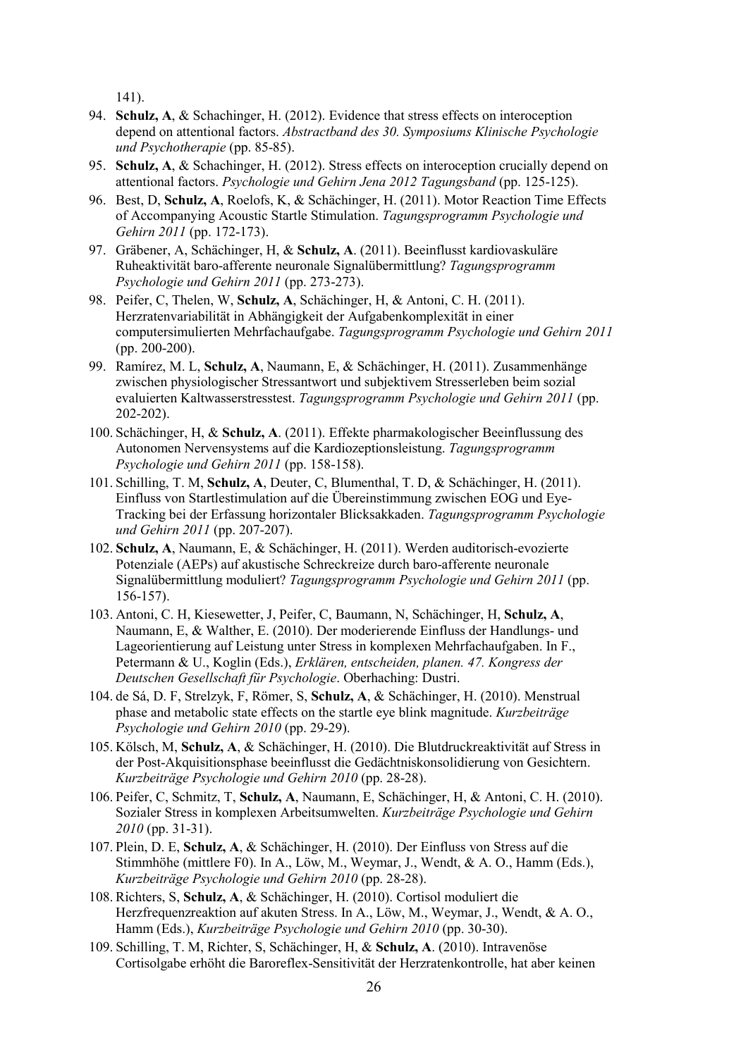141).

94. **Schulz, A**, & Schachinger, H. (2012). Evidence that stress effects on interoception depend on attentional factors. *Abstractband des 30. Symposiums Klinische Psychologie und Psychotherapie* (pp. 85-85).
95. **Schulz, A**, & Schachinger, H. (2012). Stress effects on interoception crucially depend on attentional factors. *Psychologie und Gehirn Jena 2012 Tagungsband* (pp. 125-125).
96. Best, D, **Schulz, A**, Roelofs, K, & Schächinger, H. (2011). Motor Reaction Time Effects of Accompanying Acoustic Startle Stimulation. *Tagungsprogramm Psychologie und Gehirn 2011* (pp. 172-173).
97. Gräbener, A, Schächinger, H, & **Schulz, A**. (2011). Beeinflusst kardiovaskuläre Ruheaktivität baro-afferente neuronale Signalübermittlung? *Tagungsprogramm Psychologie und Gehirn 2011* (pp. 273-273).
98. Peifer, C, Thelen, W, **Schulz, A**, Schächinger, H, & Antoni, C. H. (2011). Herzratenvariabilität in Abhängigkeit der Aufgabenkomplexität in einer computersimulierten Mehrfachaufgabe. *Tagungsprogramm Psychologie und Gehirn 2011* (pp. 200-200).
99. Ramírez, M. L, **Schulz, A**, Naumann, E, & Schächinger, H. (2011). Zusammenhänge zwischen physiologischer Stressantwort und subjektivem Stresserleben beim sozial evaluierten Kaltwasserstresstest. *Tagungsprogramm Psychologie und Gehirn 2011* (pp. 202-202).
100. Schächinger, H, & **Schulz, A**. (2011). Effekte pharmakologischer Beeinflussung des Autonomen Nervensystems auf die Kardiozeptionsleistung. *Tagungsprogramm Psychologie und Gehirn 2011* (pp. 158-158).
101. Schilling, T. M, **Schulz, A**, Deuter, C, Blumenthal, T. D, & Schächinger, H. (2011). Einfluss von Startlestimulation auf die Übereinstimmung zwischen EOG und Eye-Tracking bei der Erfassung horizontaler Blicksakkaden. *Tagungsprogramm Psychologie und Gehirn 2011* (pp. 207-207).
102. **Schulz, A**, Naumann, E, & Schächinger, H. (2011). Werden auditorisch-evozierte Potenziale (AEPs) auf akustische Schreckreize durch baro-afferente neuronale Signalübermittlung moduliert? *Tagungsprogramm Psychologie und Gehirn 2011* (pp. 156-157).
103. Antoni, C. H, Kiesewetter, J, Peifer, C, Baumann, N, Schächinger, H, **Schulz, A**, Naumann, E, & Walther, E. (2010). Der moderierende Einfluss der Handlungs- und Lageorientierung auf Leistung unter Stress in komplexen Mehrfachaufgaben. In F., Petermann & U., Koglin (Eds.), *Erklären, entscheiden, planen. 47. Kongress der Deutschen Gesellschaft für Psychologie*. Oberhaching: Dustri.
104. de Sá, D. F, Strelzyk, F, Römer, S, **Schulz, A**, & Schächinger, H. (2010). Menstrual phase and metabolic state effects on the startle eye blink magnitude. *Kurzbeiträge Psychologie und Gehirn 2010* (pp. 29-29).
105. Kölsch, M, **Schulz, A**, & Schächinger, H. (2010). Die Blutdruckreaktivität auf Stress in der Post-Akquisitionsphase beeinflusst die Gedächtniskonsolidierung von Gesichtern. *Kurzbeiträge Psychologie und Gehirn 2010* (pp. 28-28).
106. Peifer, C, Schmitz, T, **Schulz, A**, Naumann, E, Schächinger, H, & Antoni, C. H. (2010). Sozialer Stress in komplexen Arbeitsumwelten. *Kurzbeiträge Psychologie und Gehirn 2010* (pp. 31-31).
107. Plein, D. E, **Schulz, A**, & Schächinger, H. (2010). Der Einfluss von Stress auf die Stimmhöhe (mittlere F0). In A., Löw, M., Weymar, J., Wendt, & A. O., Hamm (Eds.), *Kurzbeiträge Psychologie und Gehirn 2010* (pp. 28-28).
108. Richters, S, **Schulz, A**, & Schächinger, H. (2010). Cortisol moduliert die Herzfrequenzreaktion auf akuten Stress. In A., Löw, M., Weymar, J., Wendt, & A. O., Hamm (Eds.), *Kurzbeiträge Psychologie und Gehirn 2010* (pp. 30-30).
109. Schilling, T. M, Richter, S, Schächinger, H, & **Schulz, A**. (2010). Intravenöse Cortisolgabe erhöht die Baroreflex-Sensitivität der Herzratenkontrolle, hat aber keinen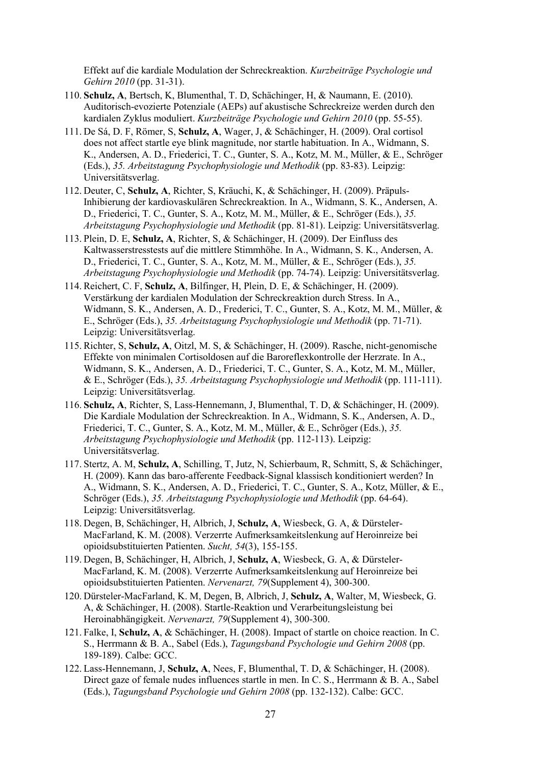Effekt auf die kardiale Modulation der Schreckreaktion. *Kurzbeiträge Psychologie und Gehirn 2010* (pp. 31-31).

110. **Schulz, A**, Bertsch, K, Blumenthal, T. D, Schächinger, H, & Naumann, E. (2010). Auditorisch-evozierte Potenziale (AEPs) auf akustische Schreckreize werden durch den kardialen Zyklus moduliert. *Kurzbeiträge Psychologie und Gehirn 2010* (pp. 55-55).
111. De Sá, D. F, Römer, S, **Schulz, A**, Wager, J, & Schächinger, H. (2009). Oral cortisol does not affect startle eye blink magnitude, nor startle habituation. In A., Widmann, S. K., Andersen, A. D., Friederici, T. C., Gunter, S. A., Kotz, M. M., Müller, & E., Schröger (Eds.), *35. Arbeitstagung Psychophysiologie und Methodik* (pp. 83-83). Leipzig: Universitätsverlag.
112. Deuter, C, **Schulz, A**, Richter, S, Kräuchi, K, & Schächinger, H. (2009). Präpuls-Inhibierung der kardiovaskulären Schreckreaktion. In A., Widmann, S. K., Andersen, A. D., Friederici, T. C., Gunter, S. A., Kotz, M. M., Müller, & E., Schröger (Eds.), *35. Arbeitstagung Psychophysiologie und Methodik* (pp. 81-81). Leipzig: Universitätsverlag.
113. Plein, D. E, **Schulz, A**, Richter, S, & Schächinger, H. (2009). Der Einfluss des Kaltwasserstresstests auf die mittlere Stimmhöhe. In A., Widmann, S. K., Andersen, A. D., Friederici, T. C., Gunter, S. A., Kotz, M. M., Müller, & E., Schröger (Eds.), *35. Arbeitstagung Psychophysiologie und Methodik* (pp. 74-74). Leipzig: Universitätsverlag.
114. Reichert, C. F, **Schulz, A**, Bilfinger, H, Plein, D. E, & Schächinger, H. (2009). Verstärkung der kardialen Modulation der Schreckreaktion durch Stress. In A., Widmann, S. K., Andersen, A. D., Frederici, T. C., Gunter, S. A., Kotz, M. M., Müller, & E., Schröger (Eds.), *35. Arbeitstagung Psychophysiologie und Methodik* (pp. 71-71). Leipzig: Universitätsverlag.
115. Richter, S, **Schulz, A**, Oitzl, M. S, & Schächinger, H. (2009). Rasche, nicht-genomische Effekte von minimalen Cortisoldosen auf die Baroreflexkontrolle der Herzrate. In A., Widmann, S. K., Andersen, A. D., Friederici, T. C., Gunter, S. A., Kotz, M. M., Müller, & E., Schröger (Eds.), *35. Arbeitstagung Psychophysiologie und Methodik* (pp. 111-111). Leipzig: Universitätsverlag.
116. **Schulz, A**, Richter, S, Lass-Hennemann, J, Blumenthal, T. D, & Schächinger, H. (2009). Die Kardiale Modulation der Schreckreaktion. In A., Widmann, S. K., Andersen, A. D., Friederici, T. C., Gunter, S. A., Kotz, M. M., Müller, & E., Schröger (Eds.), *35. Arbeitstagung Psychophysiologie und Methodik* (pp. 112-113). Leipzig: Universitätsverlag.
117. Stertz, A. M, **Schulz, A**, Schilling, T, Jutz, N, Schierbaum, R, Schmitt, S, & Schächinger, H. (2009). Kann das baro-afferente Feedback-Signal klassisch konditioniert werden? In A., Widmann, S. K., Andersen, A. D., Friederici, T. C., Gunter, S. A., Kotz, Müller, & E., Schröger (Eds.), *35. Arbeitstagung Psychophysiologie und Methodik* (pp. 64-64). Leipzig: Universitätsverlag.
118. Degen, B, Schächinger, H, Albrich, J, **Schulz, A**, Wiesbeck, G. A, & Dürsteler-MacFarland, K. M. (2008). Verzerrte Aufmerksamkeitslenkung auf Heroinreize bei opioidsubstituierten Patienten. *Sucht, 54*(3), 155-155.
119. Degen, B, Schächinger, H, Albrich, J, **Schulz, A**, Wiesbeck, G. A, & Dürsteler-MacFarland, K. M. (2008). Verzerrte Aufmerksamkeitslenkung auf Heroinreize bei opioidsubstituierten Patienten. *Nervenarzt, 79*(Supplement 4), 300-300.
120. Dürsteler-MacFarland, K. M, Degen, B, Albrich, J, **Schulz, A**, Walter, M, Wiesbeck, G. A, & Schächinger, H. (2008). Startle-Reaktion und Verarbeitungsleistung bei Heroinabhängigkeit. *Nervenarzt, 79*(Supplement 4), 300-300.
121. Falke, I, **Schulz, A**, & Schächinger, H. (2008). Impact of startle on choice reaction. In C. S., Herrmann & B. A., Sabel (Eds.), *Tagungsband Psychologie und Gehirn 2008* (pp. 189-189). Calbe: GCC.
122. Lass-Hennemann, J, **Schulz, A**, Nees, F, Blumenthal, T. D, & Schächinger, H. (2008). Direct gaze of female nudes influences startle in men. In C. S., Herrmann & B. A., Sabel (Eds.), *Tagungsband Psychologie und Gehirn 2008* (pp. 132-132). Calbe: GCC.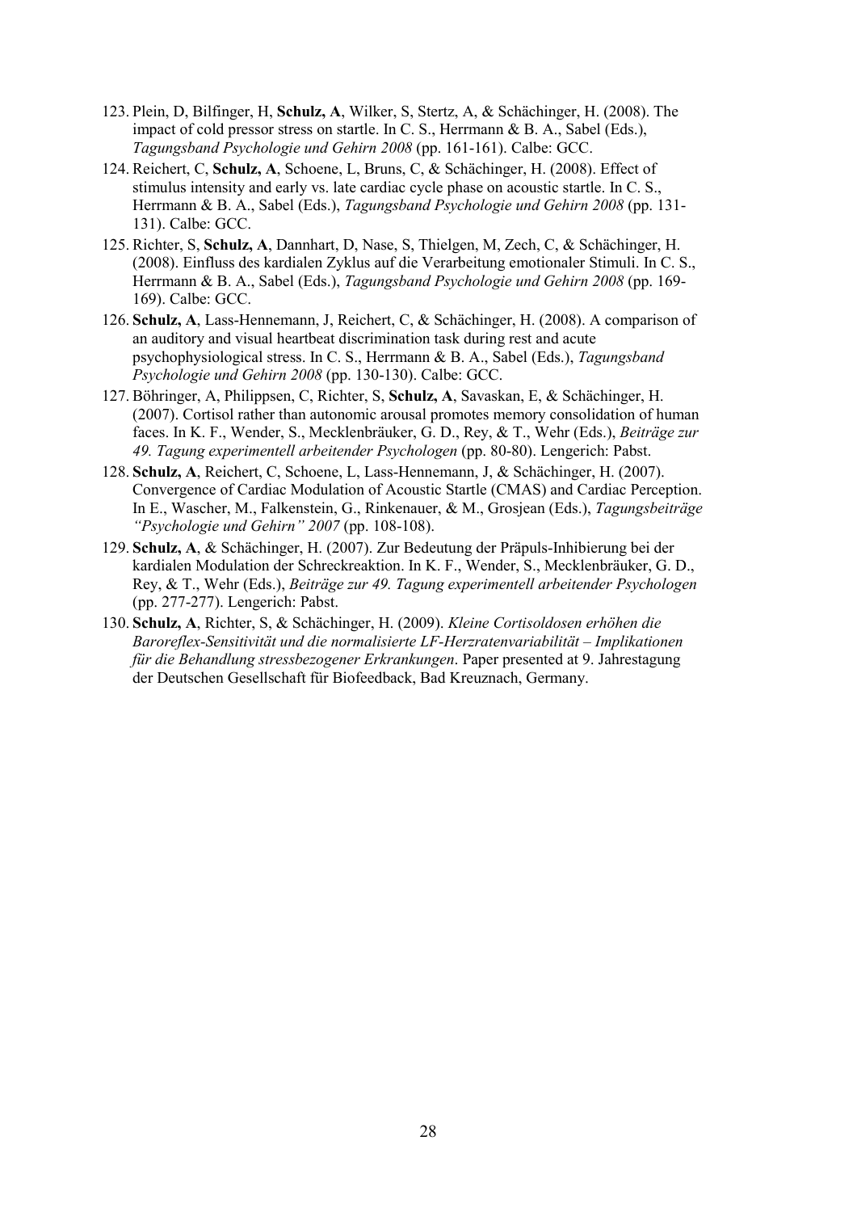123. Plein, D, Bilfinger, H, **Schulz, A**, Wilker, S, Stertz, A, & Schächinger, H. (2008). The impact of cold pressor stress on startle. In C. S., Herrmann & B. A., Sabel (Eds.), *Tagungsband Psychologie und Gehirn 2008* (pp. 161-161). Calbe: GCC.
124. Reichert, C, **Schulz, A**, Schoene, L, Bruns, C, & Schächinger, H. (2008). Effect of stimulus intensity and early vs. late cardiac cycle phase on acoustic startle. In C. S., Herrmann & B. A., Sabel (Eds.), *Tagungsband Psychologie und Gehirn 2008* (pp. 131-131). Calbe: GCC.
125. Richter, S, **Schulz, A**, Dannhart, D, Nase, S, Thielgen, M, Zech, C, & Schächinger, H. (2008). Einfluss des kardialen Zyklus auf die Verarbeitung emotionaler Stimuli. In C. S., Herrmann & B. A., Sabel (Eds.), *Tagungsband Psychologie und Gehirn 2008* (pp. 169-169). Calbe: GCC.
126. **Schulz, A**, Lass-Hennemann, J, Reichert, C, & Schächinger, H. (2008). A comparison of an auditory and visual heartbeat discrimination task during rest and acute psychophysiological stress. In C. S., Herrmann & B. A., Sabel (Eds.), *Tagungsband Psychologie und Gehirn 2008* (pp. 130-130). Calbe: GCC.
127. Böhringer, A, Philippsen, C, Richter, S, **Schulz, A**, Savaskan, E, & Schächinger, H. (2007). Cortisol rather than autonomic arousal promotes memory consolidation of human faces. In K. F., Wender, S., Mecklenbräuker, G. D., Rey, & T., Wehr (Eds.), *Beiträge zur 49. Tagung experimentell arbeitender Psychologen* (pp. 80-80). Lengerich: Pabst.
128. **Schulz, A**, Reichert, C, Schoene, L, Lass-Hennemann, J, & Schächinger, H. (2007). Convergence of Cardiac Modulation of Acoustic Startle (CMAS) and Cardiac Perception. In E., Wascher, M., Falkenstein, G., Rinkenauer, & M., Grosjean (Eds.), *Tagungsbeiträge "Psychologie und Gehirn" 2007* (pp. 108-108).
129. **Schulz, A**, & Schächinger, H. (2007). Zur Bedeutung der Präpuls-Inhibierung bei der kardialen Modulation der Schreckreaktion. In K. F., Wender, S., Mecklenbräuker, G. D., Rey, & T., Wehr (Eds.), *Beiträge zur 49. Tagung experimentell arbeitender Psychologen* (pp. 277-277). Lengerich: Pabst.
130. **Schulz, A**, Richter, S, & Schächinger, H. (2009). *Kleine Cortisoldosen erhöhen die Baroreflex-Sensitivität und die normalisierte LF-Herzratenvariabilität – Implikationen für die Behandlung stressbezogener Erkrankungen*. Paper presented at 9. Jahrestagung der Deutschen Gesellschaft für Biofeedback, Bad Kreuznach, Germany.